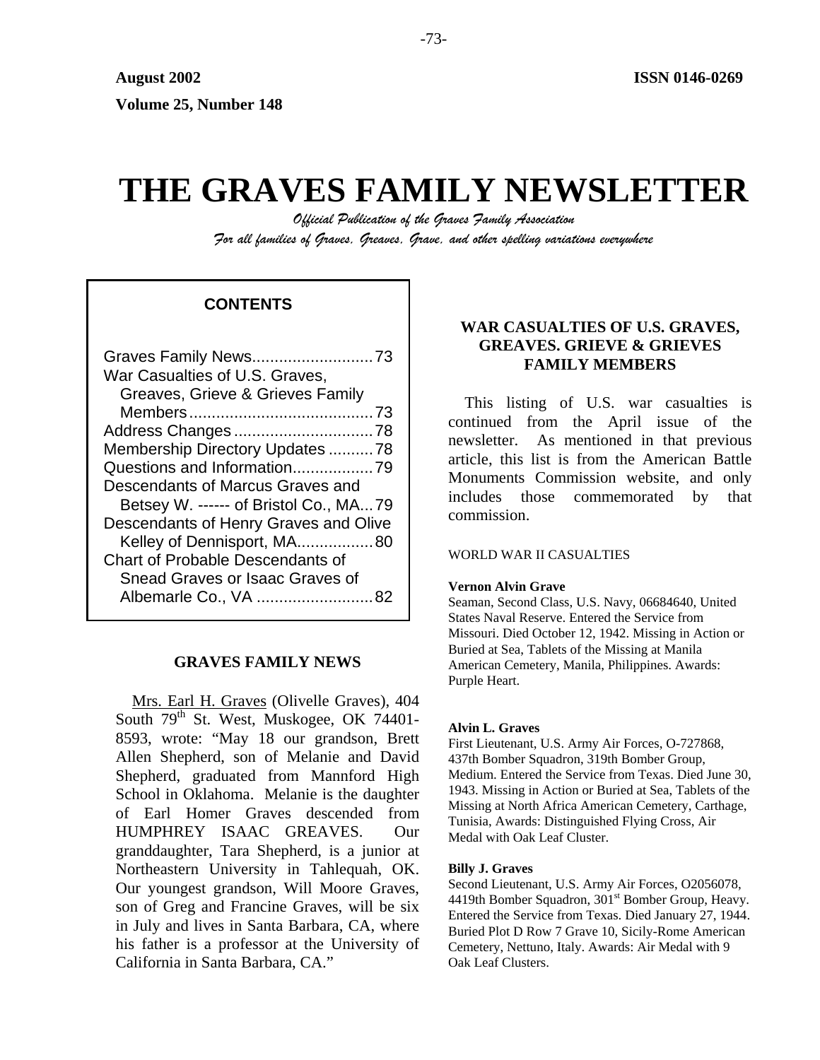August 2002 ISSN 0146-0269

Volume 25, Number 148

# THE GRAVES FAMILY NEWSLETTER

*Official Publication of the Graves Family Association*

*For all families of Graves, Greaves, Grave, and other spelling variations everywhere*

## CONTENTS

Graves Family News........................... 73
War Casualties of U.S. Graves, Greaves, Grieve & Grieves Family Members.......................................... 73
Address Changes ............................... 78
Membership Directory Updates .......... 78
Questions and Information.................. 79
Descendants of Marcus Graves and Betsey W. ------ of Bristol Co., MA... 79
Descendants of Henry Graves and Olive Kelley of Dennisport, MA................. 80
Chart of Probable Descendants of Snead Graves or Isaac Graves of Albemarle Co., VA .......................... 82

## GRAVES FAMILY NEWS

Mrs. Earl H. Graves (Olivelle Graves), 404 South 79th St. West, Muskogee, OK 74401-8593, wrote: "May 18 our grandson, Brett Allen Shepherd, son of Melanie and David Shepherd, graduated from Mannford High School in Oklahoma. Melanie is the daughter of Earl Homer Graves descended from HUMPHREY ISAAC GREAVES. Our granddaughter, Tara Shepherd, is a junior at Northeastern University in Tahlequah, OK. Our youngest grandson, Will Moore Graves, son of Greg and Francine Graves, will be six in July and lives in Santa Barbara, CA, where his father is a professor at the University of California in Santa Barbara, CA."

## WAR CASUALTIES OF U.S. GRAVES, GREAVES. GRIEVE & GRIEVES FAMILY MEMBERS

This listing of U.S. war casualties is continued from the April issue of the newsletter. As mentioned in that previous article, this list is from the American Battle Monuments Commission website, and only includes those commemorated by that commission.

WORLD WAR II CASUALTIES

**Vernon Alvin Grave**
Seaman, Second Class, U.S. Navy, 06684640, United States Naval Reserve. Entered the Service from Missouri. Died October 12, 1942. Missing in Action or Buried at Sea, Tablets of the Missing at Manila American Cemetery, Manila, Philippines. Awards: Purple Heart.

**Alvin L. Graves**
First Lieutenant, U.S. Army Air Forces, O-727868, 437th Bomber Squadron, 319th Bomber Group, Medium. Entered the Service from Texas. Died June 30, 1943. Missing in Action or Buried at Sea, Tablets of the Missing at North Africa American Cemetery, Carthage, Tunisia, Awards: Distinguished Flying Cross, Air Medal with Oak Leaf Cluster.

**Billy J. Graves**
Second Lieutenant, U.S. Army Air Forces, O2056078, 4419th Bomber Squadron, 301st Bomber Group, Heavy. Entered the Service from Texas. Died January 27, 1944. Buried Plot D Row 7 Grave 10, Sicily-Rome American Cemetery, Nettuno, Italy. Awards: Air Medal with 9 Oak Leaf Clusters.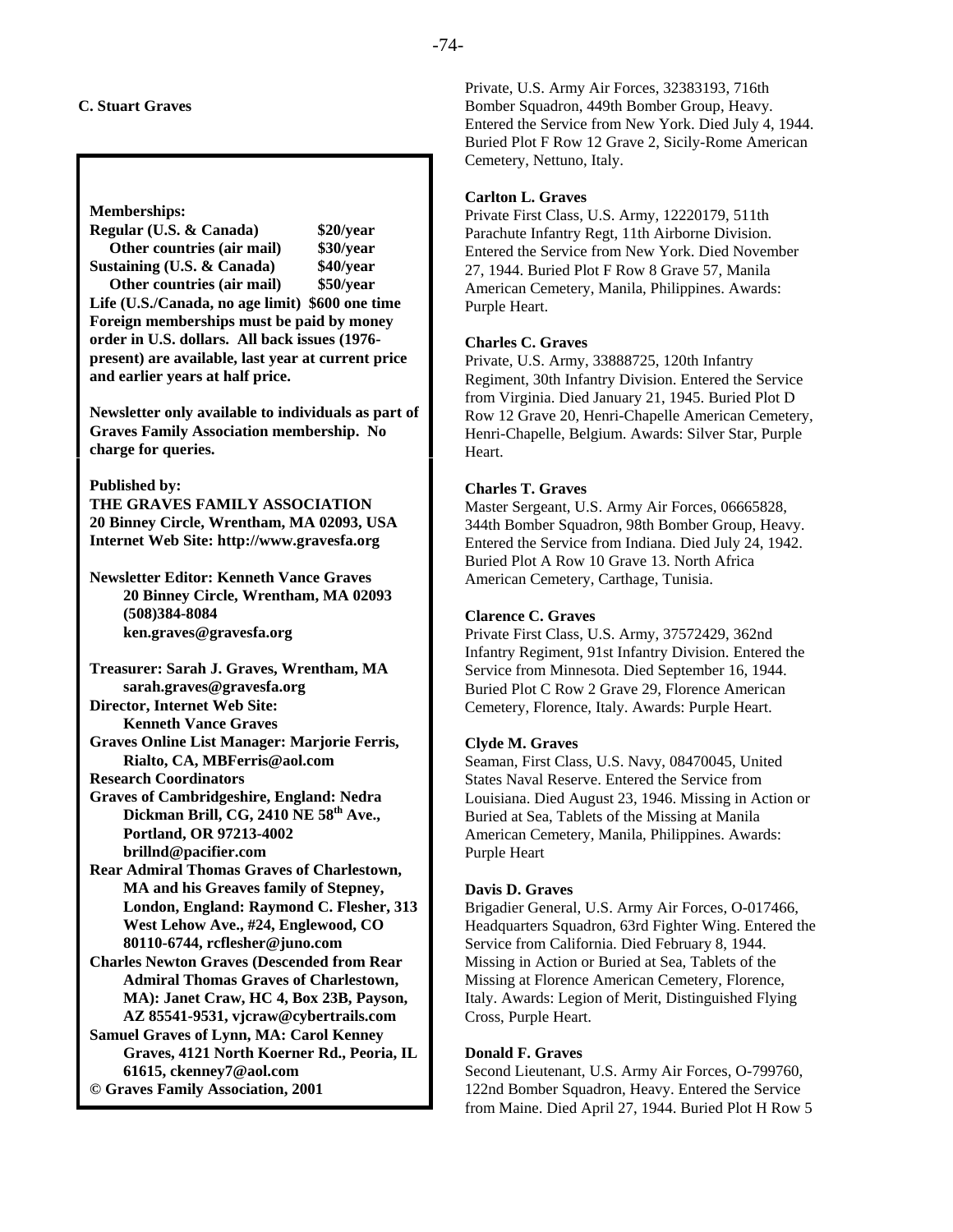**C. Stuart Graves**

Private, U.S. Army Air Forces, 32383193, 716th Bomber Squadron, 449th Bomber Group, Heavy. Entered the Service from New York. Died July 4, 1944. Buried Plot F Row 12 Grave 2, Sicily-Rome American Cemetery, Nettuno, Italy.

**Carlton L. Graves**

Private First Class, U.S. Army, 12220179, 511th Parachute Infantry Regt, 11th Airborne Division. Entered the Service from New York. Died November 27, 1944. Buried Plot F Row 8 Grave 57, Manila American Cemetery, Manila, Philippines. Awards: Purple Heart.

**Charles C. Graves**

Private, U.S. Army, 33888725, 120th Infantry Regiment, 30th Infantry Division. Entered the Service from Virginia. Died January 21, 1945. Buried Plot D Row 12 Grave 20, Henri-Chapelle American Cemetery, Henri-Chapelle, Belgium. Awards: Silver Star, Purple Heart.

**Charles T. Graves**

Master Sergeant, U.S. Army Air Forces, 06665828, 344th Bomber Squadron, 98th Bomber Group, Heavy. Entered the Service from Indiana. Died July 24, 1942. Buried Plot A Row 10 Grave 13. North Africa American Cemetery, Carthage, Tunisia.

**Clarence C. Graves**

Private First Class, U.S. Army, 37572429, 362nd Infantry Regiment, 91st Infantry Division. Entered the Service from Minnesota. Died September 16, 1944. Buried Plot C Row 2 Grave 29, Florence American Cemetery, Florence, Italy. Awards: Purple Heart.

**Clyde M. Graves**

Seaman, First Class, U.S. Navy, 08470045, United States Naval Reserve. Entered the Service from Louisiana. Died August 23, 1946. Missing in Action or Buried at Sea, Tablets of the Missing at Manila American Cemetery, Manila, Philippines. Awards: Purple Heart

**Davis D. Graves**

Brigadier General, U.S. Army Air Forces, O-017466, Headquarters Squadron, 63rd Fighter Wing. Entered the Service from California. Died February 8, 1944. Missing in Action or Buried at Sea, Tablets of the Missing at Florence American Cemetery, Florence, Italy. Awards: Legion of Merit, Distinguished Flying Cross, Purple Heart.

**Donald F. Graves**

Second Lieutenant, U.S. Army Air Forces, O-799760, 122nd Bomber Squadron, Heavy. Entered the Service from Maine. Died April 27, 1944. Buried Plot H Row 5

---

**Memberships:**

| | |
|---|---|
| **Regular (U.S. & Canada)** | **$20/year** |
| **Other countries (air mail)** | **$30/year** |
| **Sustaining (U.S. & Canada)** | **$40/year** |
| **Other countries (air mail)** | **$50/year** |

**Life (U.S./Canada, no age limit) $600 one time**

**Foreign memberships must be paid by money order in U.S. dollars. All back issues (1976-present) are available, last year at current price and earlier years at half price.**

**Newsletter only available to individuals as part of Graves Family Association membership. No charge for queries.**

**Published by:**
**THE GRAVES FAMILY ASSOCIATION**
**20 Binney Circle, Wrentham, MA 02093, USA**
**Internet Web Site: http://www.gravesfa.org**

**Newsletter Editor: Kenneth Vance Graves**
**20 Binney Circle, Wrentham, MA 02093**
**(508)384-8084**
**ken.graves@gravesfa.org**

**Treasurer: Sarah J. Graves, Wrentham, MA**
**sarah.graves@gravesfa.org**
**Director, Internet Web Site:**
**Kenneth Vance Graves**
**Graves Online List Manager: Marjorie Ferris, Rialto, CA, MBFerris@aol.com**
**Research Coordinators**
**Graves of Cambridgeshire, England: Nedra Dickman Brill, CG, 2410 NE 58th Ave., Portland, OR 97213-4002**
**brillnd@pacifier.com**
**Rear Admiral Thomas Graves of Charlestown, MA and his Greaves family of Stepney, London, England: Raymond C. Flesher, 313 West Lehow Ave., #24, Englewood, CO 80110-6744, rcflesher@juno.com**
**Charles Newton Graves (Descended from Rear Admiral Thomas Graves of Charlestown, MA): Janet Craw, HC 4, Box 23B, Payson, AZ 85541-9531, vjcraw@cybertrails.com**
**Samuel Graves of Lynn, MA: Carol Kenney Graves, 4121 North Koerner Rd., Peoria, IL 61615, ckenney7@aol.com**
**© Graves Family Association, 2001**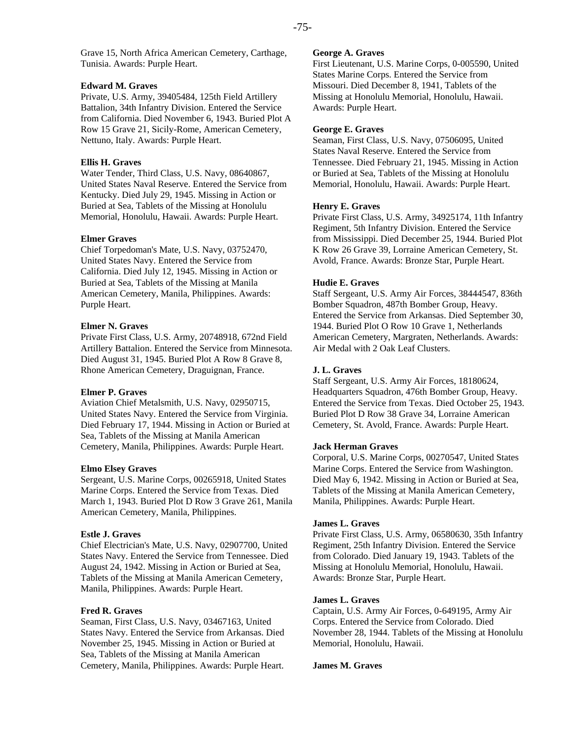Grave 15, North Africa American Cemetery, Carthage, Tunisia. Awards: Purple Heart.

**Edward M. Graves**
Private, U.S. Army, 39405484, 125th Field Artillery Battalion, 34th Infantry Division. Entered the Service from California. Died November 6, 1943. Buried Plot A Row 15 Grave 21, Sicily-Rome, American Cemetery, Nettuno, Italy. Awards: Purple Heart.

**Ellis H. Graves**
Water Tender, Third Class, U.S. Navy, 08640867, United States Naval Reserve. Entered the Service from Kentucky. Died July 29, 1945. Missing in Action or Buried at Sea, Tablets of the Missing at Honolulu Memorial, Honolulu, Hawaii. Awards: Purple Heart.

**Elmer Graves**
Chief Torpedoman's Mate, U.S. Navy, 03752470, United States Navy. Entered the Service from California. Died July 12, 1945. Missing in Action or Buried at Sea, Tablets of the Missing at Manila American Cemetery, Manila, Philippines. Awards: Purple Heart.

**Elmer N. Graves**
Private First Class, U.S. Army, 20748918, 672nd Field Artillery Battalion. Entered the Service from Minnesota. Died August 31, 1945. Buried Plot A Row 8 Grave 8, Rhone American Cemetery, Draguignan, France.

**Elmer P. Graves**
Aviation Chief Metalsmith, U.S. Navy, 02950715, United States Navy. Entered the Service from Virginia. Died February 17, 1944. Missing in Action or Buried at Sea, Tablets of the Missing at Manila American Cemetery, Manila, Philippines. Awards: Purple Heart.

**Elmo Elsey Graves**
Sergeant, U.S. Marine Corps, 00265918, United States Marine Corps. Entered the Service from Texas. Died March 1, 1943. Buried Plot D Row 3 Grave 261, Manila American Cemetery, Manila, Philippines.

**Estle J. Graves**
Chief Electrician's Mate, U.S. Navy, 02907700, United States Navy. Entered the Service from Tennessee. Died August 24, 1942. Missing in Action or Buried at Sea, Tablets of the Missing at Manila American Cemetery, Manila, Philippines. Awards: Purple Heart.

**Fred R. Graves**
Seaman, First Class, U.S. Navy, 03467163, United States Navy. Entered the Service from Arkansas. Died November 25, 1945. Missing in Action or Buried at Sea, Tablets of the Missing at Manila American Cemetery, Manila, Philippines. Awards: Purple Heart.

**George A. Graves**
First Lieutenant, U.S. Marine Corps, 0-005590, United States Marine Corps. Entered the Service from Missouri. Died December 8, 1941, Tablets of the Missing at Honolulu Memorial, Honolulu, Hawaii. Awards: Purple Heart.

**George E. Graves**
Seaman, First Class, U.S. Navy, 07506095, United States Naval Reserve. Entered the Service from Tennessee. Died February 21, 1945. Missing in Action or Buried at Sea, Tablets of the Missing at Honolulu Memorial, Honolulu, Hawaii. Awards: Purple Heart.

**Henry E. Graves**
Private First Class, U.S. Army, 34925174, 11th Infantry Regiment, 5th Infantry Division. Entered the Service from Mississippi. Died December 25, 1944. Buried Plot K Row 26 Grave 39, Lorraine American Cemetery, St. Avold, France. Awards: Bronze Star, Purple Heart.

**Hudie E. Graves**
Staff Sergeant, U.S. Army Air Forces, 38444547, 836th Bomber Squadron, 487th Bomber Group, Heavy. Entered the Service from Arkansas. Died September 30, 1944. Buried Plot O Row 10 Grave 1, Netherlands American Cemetery, Margraten, Netherlands. Awards: Air Medal with 2 Oak Leaf Clusters.

**J. L. Graves**
Staff Sergeant, U.S. Army Air Forces, 18180624, Headquarters Squadron, 476th Bomber Group, Heavy. Entered the Service from Texas. Died October 25, 1943. Buried Plot D Row 38 Grave 34, Lorraine American Cemetery, St. Avold, France. Awards: Purple Heart.

**Jack Herman Graves**
Corporal, U.S. Marine Corps, 00270547, United States Marine Corps. Entered the Service from Washington. Died May 6, 1942. Missing in Action or Buried at Sea, Tablets of the Missing at Manila American Cemetery, Manila, Philippines. Awards: Purple Heart.

**James L. Graves**
Private First Class, U.S. Army, 06580630, 35th Infantry Regiment, 25th Infantry Division. Entered the Service from Colorado. Died January 19, 1943. Tablets of the Missing at Honolulu Memorial, Honolulu, Hawaii. Awards: Bronze Star, Purple Heart.

**James L. Graves**
Captain, U.S. Army Air Forces, 0-649195, Army Air Corps. Entered the Service from Colorado. Died November 28, 1944. Tablets of the Missing at Honolulu Memorial, Honolulu, Hawaii.

**James M. Graves**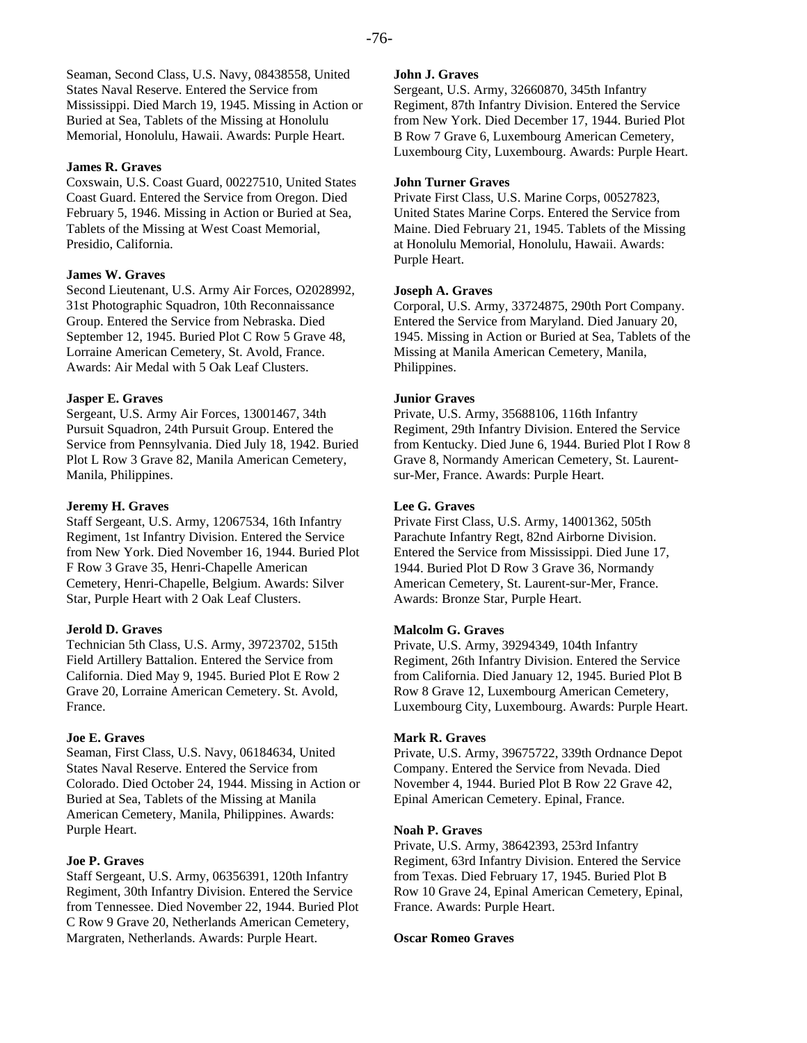Seaman, Second Class, U.S. Navy, 08438558, United States Naval Reserve. Entered the Service from Mississippi. Died March 19, 1945. Missing in Action or Buried at Sea, Tablets of the Missing at Honolulu Memorial, Honolulu, Hawaii. Awards: Purple Heart.

**James R. Graves**
Coxswain, U.S. Coast Guard, 00227510, United States Coast Guard. Entered the Service from Oregon. Died February 5, 1946. Missing in Action or Buried at Sea, Tablets of the Missing at West Coast Memorial, Presidio, California.

**James W. Graves**
Second Lieutenant, U.S. Army Air Forces, O2028992, 31st Photographic Squadron, 10th Reconnaissance Group. Entered the Service from Nebraska. Died September 12, 1945. Buried Plot C Row 5 Grave 48, Lorraine American Cemetery, St. Avold, France. Awards: Air Medal with 5 Oak Leaf Clusters.

**Jasper E. Graves**
Sergeant, U.S. Army Air Forces, 13001467, 34th Pursuit Squadron, 24th Pursuit Group. Entered the Service from Pennsylvania. Died July 18, 1942. Buried Plot L Row 3 Grave 82, Manila American Cemetery, Manila, Philippines.

**Jeremy H. Graves**
Staff Sergeant, U.S. Army, 12067534, 16th Infantry Regiment, 1st Infantry Division. Entered the Service from New York. Died November 16, 1944. Buried Plot F Row 3 Grave 35, Henri-Chapelle American Cemetery, Henri-Chapelle, Belgium. Awards: Silver Star, Purple Heart with 2 Oak Leaf Clusters.

**Jerold D. Graves**
Technician 5th Class, U.S. Army, 39723702, 515th Field Artillery Battalion. Entered the Service from California. Died May 9, 1945. Buried Plot E Row 2 Grave 20, Lorraine American Cemetery. St. Avold, France.

**Joe E. Graves**
Seaman, First Class, U.S. Navy, 06184634, United States Naval Reserve. Entered the Service from Colorado. Died October 24, 1944. Missing in Action or Buried at Sea, Tablets of the Missing at Manila American Cemetery, Manila, Philippines. Awards: Purple Heart.

**Joe P. Graves**
Staff Sergeant, U.S. Army, 06356391, 120th Infantry Regiment, 30th Infantry Division. Entered the Service from Tennessee. Died November 22, 1944. Buried Plot C Row 9 Grave 20, Netherlands American Cemetery, Margraten, Netherlands. Awards: Purple Heart.

**John J. Graves**
Sergeant, U.S. Army, 32660870, 345th Infantry Regiment, 87th Infantry Division. Entered the Service from New York. Died December 17, 1944. Buried Plot B Row 7 Grave 6, Luxembourg American Cemetery, Luxembourg City, Luxembourg. Awards: Purple Heart.

**John Turner Graves**
Private First Class, U.S. Marine Corps, 00527823, United States Marine Corps. Entered the Service from Maine. Died February 21, 1945. Tablets of the Missing at Honolulu Memorial, Honolulu, Hawaii. Awards: Purple Heart.

**Joseph A. Graves**
Corporal, U.S. Army, 33724875, 290th Port Company. Entered the Service from Maryland. Died January 20, 1945. Missing in Action or Buried at Sea, Tablets of the Missing at Manila American Cemetery, Manila, Philippines.

**Junior Graves**
Private, U.S. Army, 35688106, 116th Infantry Regiment, 29th Infantry Division. Entered the Service from Kentucky. Died June 6, 1944. Buried Plot I Row 8 Grave 8, Normandy American Cemetery, St. Laurent-sur-Mer, France. Awards: Purple Heart.

**Lee G. Graves**
Private First Class, U.S. Army, 14001362, 505th Parachute Infantry Regt, 82nd Airborne Division. Entered the Service from Mississippi. Died June 17, 1944. Buried Plot D Row 3 Grave 36, Normandy American Cemetery, St. Laurent-sur-Mer, France. Awards: Bronze Star, Purple Heart.

**Malcolm G. Graves**
Private, U.S. Army, 39294349, 104th Infantry Regiment, 26th Infantry Division. Entered the Service from California. Died January 12, 1945. Buried Plot B Row 8 Grave 12, Luxembourg American Cemetery, Luxembourg City, Luxembourg. Awards: Purple Heart.

**Mark R. Graves**
Private, U.S. Army, 39675722, 339th Ordnance Depot Company. Entered the Service from Nevada. Died November 4, 1944. Buried Plot B Row 22 Grave 42, Epinal American Cemetery. Epinal, France.

**Noah P. Graves**
Private, U.S. Army, 38642393, 253rd Infantry Regiment, 63rd Infantry Division. Entered the Service from Texas. Died February 17, 1945. Buried Plot B Row 10 Grave 24, Epinal American Cemetery, Epinal, France. Awards: Purple Heart.

**Oscar Romeo Graves**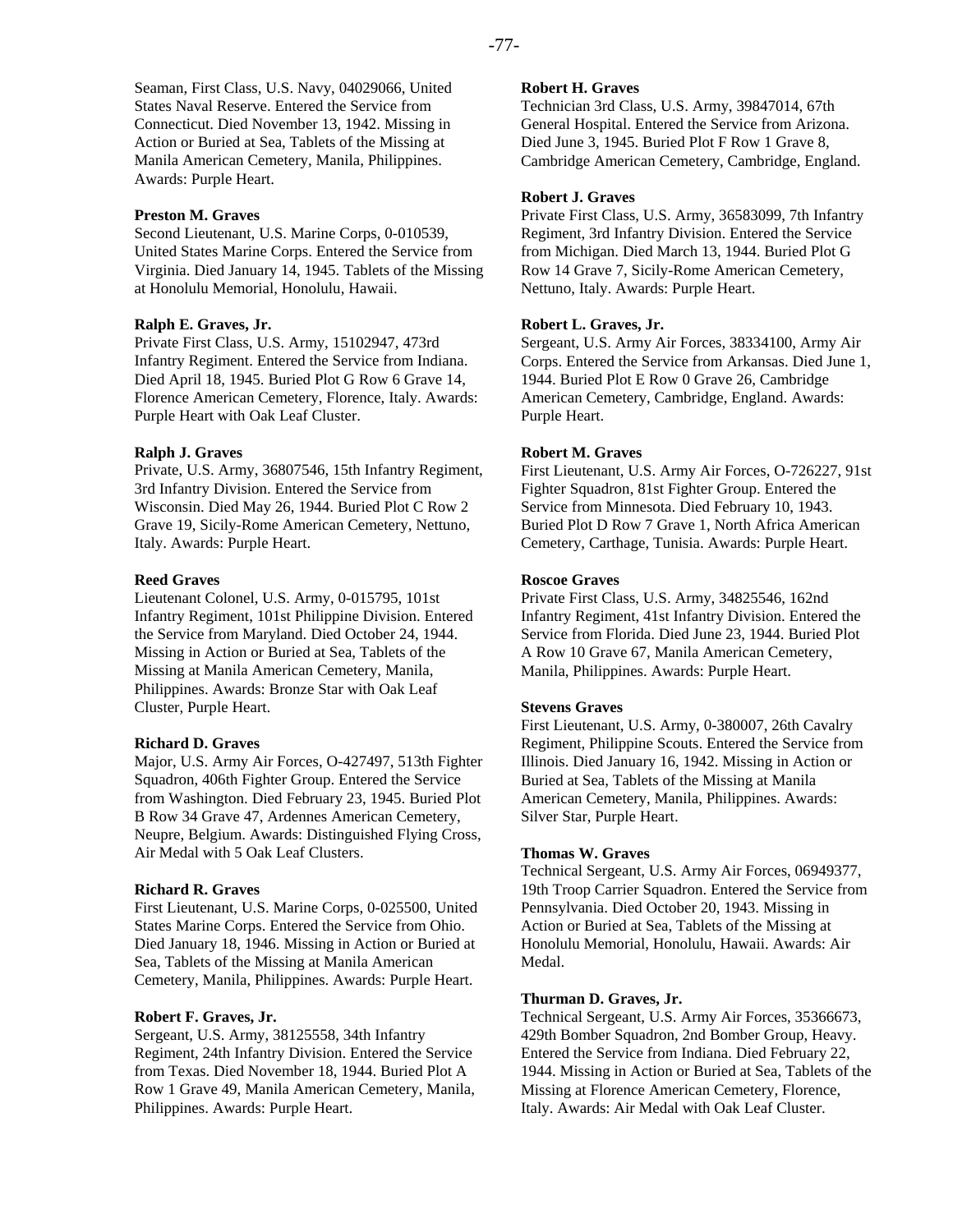Seaman, First Class, U.S. Navy, 04029066, United States Naval Reserve. Entered the Service from Connecticut. Died November 13, 1942. Missing in Action or Buried at Sea, Tablets of the Missing at Manila American Cemetery, Manila, Philippines. Awards: Purple Heart.

**Preston M. Graves**
Second Lieutenant, U.S. Marine Corps, 0-010539, United States Marine Corps. Entered the Service from Virginia. Died January 14, 1945. Tablets of the Missing at Honolulu Memorial, Honolulu, Hawaii.

**Ralph E. Graves, Jr.**
Private First Class, U.S. Army, 15102947, 473rd Infantry Regiment. Entered the Service from Indiana. Died April 18, 1945. Buried Plot G Row 6 Grave 14, Florence American Cemetery, Florence, Italy. Awards: Purple Heart with Oak Leaf Cluster.

**Ralph J. Graves**
Private, U.S. Army, 36807546, 15th Infantry Regiment, 3rd Infantry Division. Entered the Service from Wisconsin. Died May 26, 1944. Buried Plot C Row 2 Grave 19, Sicily-Rome American Cemetery, Nettuno, Italy. Awards: Purple Heart.

**Reed Graves**
Lieutenant Colonel, U.S. Army, 0-015795, 101st Infantry Regiment, 101st Philippine Division. Entered the Service from Maryland. Died October 24, 1944. Missing in Action or Buried at Sea, Tablets of the Missing at Manila American Cemetery, Manila, Philippines. Awards: Bronze Star with Oak Leaf Cluster, Purple Heart.

**Richard D. Graves**
Major, U.S. Army Air Forces, O-427497, 513th Fighter Squadron, 406th Fighter Group. Entered the Service from Washington. Died February 23, 1945. Buried Plot B Row 34 Grave 47, Ardennes American Cemetery, Neupre, Belgium. Awards: Distinguished Flying Cross, Air Medal with 5 Oak Leaf Clusters.

**Richard R. Graves**
First Lieutenant, U.S. Marine Corps, 0-025500, United States Marine Corps. Entered the Service from Ohio. Died January 18, 1946. Missing in Action or Buried at Sea, Tablets of the Missing at Manila American Cemetery, Manila, Philippines. Awards: Purple Heart.

**Robert F. Graves, Jr.**
Sergeant, U.S. Army, 38125558, 34th Infantry Regiment, 24th Infantry Division. Entered the Service from Texas. Died November 18, 1944. Buried Plot A Row 1 Grave 49, Manila American Cemetery, Manila, Philippines. Awards: Purple Heart.

**Robert H. Graves**
Technician 3rd Class, U.S. Army, 39847014, 67th General Hospital. Entered the Service from Arizona. Died June 3, 1945. Buried Plot F Row 1 Grave 8, Cambridge American Cemetery, Cambridge, England.

**Robert J. Graves**
Private First Class, U.S. Army, 36583099, 7th Infantry Regiment, 3rd Infantry Division. Entered the Service from Michigan. Died March 13, 1944. Buried Plot G Row 14 Grave 7, Sicily-Rome American Cemetery, Nettuno, Italy. Awards: Purple Heart.

**Robert L. Graves, Jr.**
Sergeant, U.S. Army Air Forces, 38334100, Army Air Corps. Entered the Service from Arkansas. Died June 1, 1944. Buried Plot E Row 0 Grave 26, Cambridge American Cemetery, Cambridge, England. Awards: Purple Heart.

**Robert M. Graves**
First Lieutenant, U.S. Army Air Forces, O-726227, 91st Fighter Squadron, 81st Fighter Group. Entered the Service from Minnesota. Died February 10, 1943. Buried Plot D Row 7 Grave 1, North Africa American Cemetery, Carthage, Tunisia. Awards: Purple Heart.

**Roscoe Graves**
Private First Class, U.S. Army, 34825546, 162nd Infantry Regiment, 41st Infantry Division. Entered the Service from Florida. Died June 23, 1944. Buried Plot A Row 10 Grave 67, Manila American Cemetery, Manila, Philippines. Awards: Purple Heart.

**Stevens Graves**
First Lieutenant, U.S. Army, 0-380007, 26th Cavalry Regiment, Philippine Scouts. Entered the Service from Illinois. Died January 16, 1942. Missing in Action or Buried at Sea, Tablets of the Missing at Manila American Cemetery, Manila, Philippines. Awards: Silver Star, Purple Heart.

**Thomas W. Graves**
Technical Sergeant, U.S. Army Air Forces, 06949377, 19th Troop Carrier Squadron. Entered the Service from Pennsylvania. Died October 20, 1943. Missing in Action or Buried at Sea, Tablets of the Missing at Honolulu Memorial, Honolulu, Hawaii. Awards: Air Medal.

**Thurman D. Graves, Jr.**
Technical Sergeant, U.S. Army Air Forces, 35366673, 429th Bomber Squadron, 2nd Bomber Group, Heavy. Entered the Service from Indiana. Died February 22, 1944. Missing in Action or Buried at Sea, Tablets of the Missing at Florence American Cemetery, Florence, Italy. Awards: Air Medal with Oak Leaf Cluster.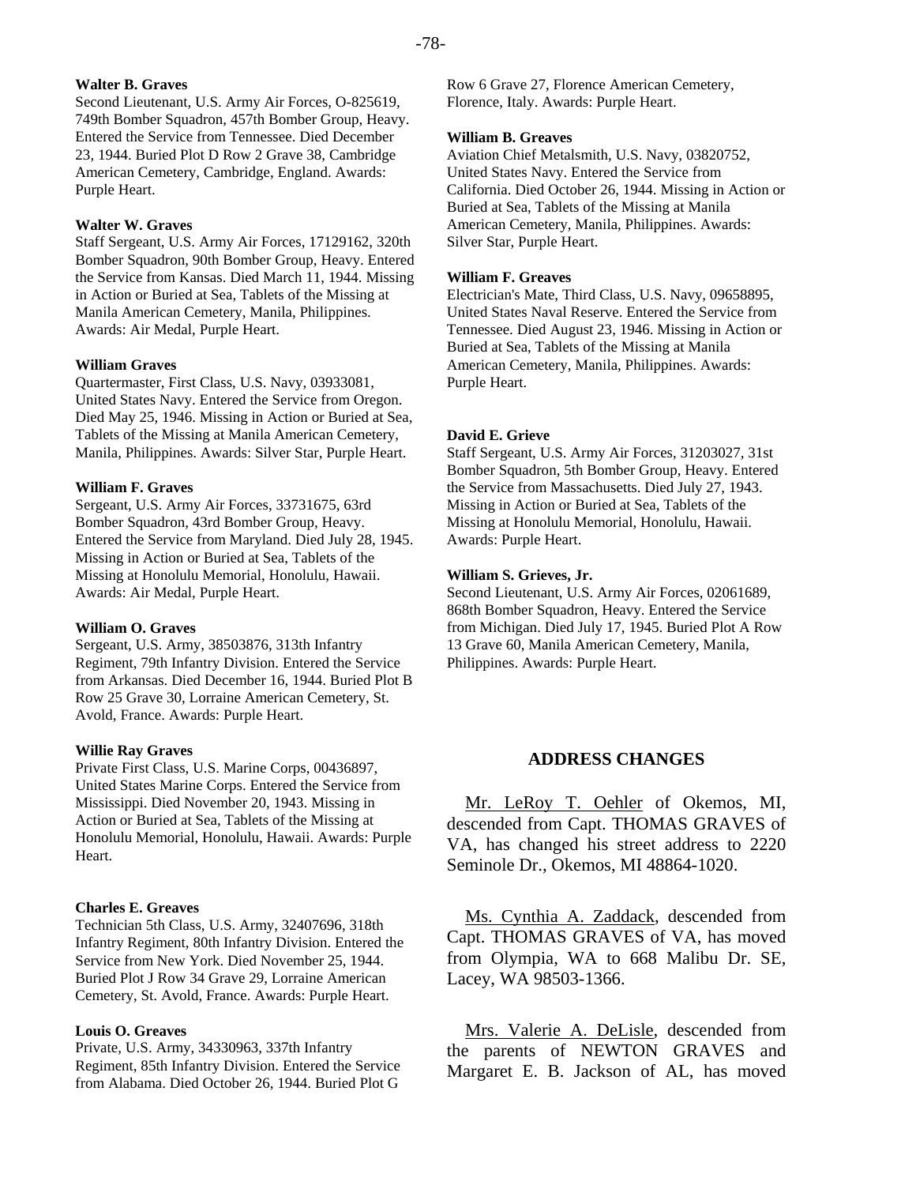**Walter B. Graves**
Second Lieutenant, U.S. Army Air Forces, O-825619, 749th Bomber Squadron, 457th Bomber Group, Heavy. Entered the Service from Tennessee. Died December 23, 1944. Buried Plot D Row 2 Grave 38, Cambridge American Cemetery, Cambridge, England. Awards: Purple Heart.

**Walter W. Graves**
Staff Sergeant, U.S. Army Air Forces, 17129162, 320th Bomber Squadron, 90th Bomber Group, Heavy. Entered the Service from Kansas. Died March 11, 1944. Missing in Action or Buried at Sea, Tablets of the Missing at Manila American Cemetery, Manila, Philippines. Awards: Air Medal, Purple Heart.

**William Graves**
Quartermaster, First Class, U.S. Navy, 03933081, United States Navy. Entered the Service from Oregon. Died May 25, 1946. Missing in Action or Buried at Sea, Tablets of the Missing at Manila American Cemetery, Manila, Philippines. Awards: Silver Star, Purple Heart.

**William F. Graves**
Sergeant, U.S. Army Air Forces, 33731675, 63rd Bomber Squadron, 43rd Bomber Group, Heavy. Entered the Service from Maryland. Died July 28, 1945. Missing in Action or Buried at Sea, Tablets of the Missing at Honolulu Memorial, Honolulu, Hawaii. Awards: Air Medal, Purple Heart.

**William O. Graves**
Sergeant, U.S. Army, 38503876, 313th Infantry Regiment, 79th Infantry Division. Entered the Service from Arkansas. Died December 16, 1944. Buried Plot B Row 25 Grave 30, Lorraine American Cemetery, St. Avold, France. Awards: Purple Heart.

**Willie Ray Graves**
Private First Class, U.S. Marine Corps, 00436897, United States Marine Corps. Entered the Service from Mississippi. Died November 20, 1943. Missing in Action or Buried at Sea, Tablets of the Missing at Honolulu Memorial, Honolulu, Hawaii. Awards: Purple Heart.

**Charles E. Greaves**
Technician 5th Class, U.S. Army, 32407696, 318th Infantry Regiment, 80th Infantry Division. Entered the Service from New York. Died November 25, 1944. Buried Plot J Row 34 Grave 29, Lorraine American Cemetery, St. Avold, France. Awards: Purple Heart.

**Louis O. Greaves**
Private, U.S. Army, 34330963, 337th Infantry Regiment, 85th Infantry Division. Entered the Service from Alabama. Died October 26, 1944. Buried Plot G Row 6 Grave 27, Florence American Cemetery, Florence, Italy. Awards: Purple Heart.

**William B. Greaves**
Aviation Chief Metalsmith, U.S. Navy, 03820752, United States Navy. Entered the Service from California. Died October 26, 1944. Missing in Action or Buried at Sea, Tablets of the Missing at Manila American Cemetery, Manila, Philippines. Awards: Silver Star, Purple Heart.

**William F. Greaves**
Electrician's Mate, Third Class, U.S. Navy, 09658895, United States Naval Reserve. Entered the Service from Tennessee. Died August 23, 1946. Missing in Action or Buried at Sea, Tablets of the Missing at Manila American Cemetery, Manila, Philippines. Awards: Purple Heart.

**David E. Grieve**
Staff Sergeant, U.S. Army Air Forces, 31203027, 31st Bomber Squadron, 5th Bomber Group, Heavy. Entered the Service from Massachusetts. Died July 27, 1943. Missing in Action or Buried at Sea, Tablets of the Missing at Honolulu Memorial, Honolulu, Hawaii. Awards: Purple Heart.

**William S. Grieves, Jr.**
Second Lieutenant, U.S. Army Air Forces, 02061689, 868th Bomber Squadron, Heavy. Entered the Service from Michigan. Died July 17, 1945. Buried Plot A Row 13 Grave 60, Manila American Cemetery, Manila, Philippines. Awards: Purple Heart.

## ADDRESS CHANGES

Mr. LeRoy T. Oehler of Okemos, MI, descended from Capt. THOMAS GRAVES of VA, has changed his street address to 2220 Seminole Dr., Okemos, MI 48864-1020.

Ms. Cynthia A. Zaddack, descended from Capt. THOMAS GRAVES of VA, has moved from Olympia, WA to 668 Malibu Dr. SE, Lacey, WA 98503-1366.

Mrs. Valerie A. DeLisle, descended from the parents of NEWTON GRAVES and Margaret E. B. Jackson of AL, has moved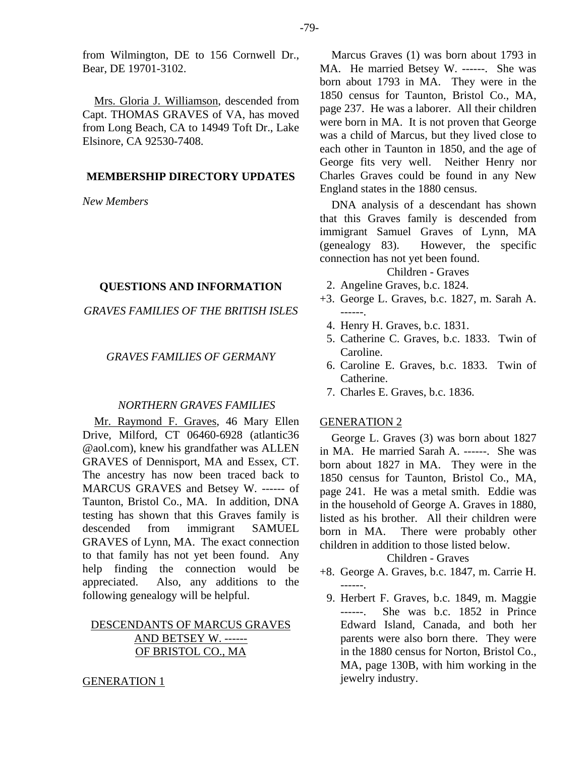from Wilmington, DE to 156 Cornwell Dr., Bear, DE 19701-3102.

Mrs. Gloria J. Williamson, descended from Capt. THOMAS GRAVES of VA, has moved from Long Beach, CA to 14949 Toft Dr., Lake Elsinore, CA 92530-7408.

## MEMBERSHIP DIRECTORY UPDATES

*New Members*

## QUESTIONS AND INFORMATION

*GRAVES FAMILIES OF THE BRITISH ISLES*

*GRAVES FAMILIES OF GERMANY*

*NORTHERN GRAVES FAMILIES*

Mr. Raymond F. Graves, 46 Mary Ellen Drive, Milford, CT 06460-6928 (atlantic36@aol.com), knew his grandfather was ALLEN GRAVES of Dennisport, MA and Essex, CT. The ancestry has now been traced back to MARCUS GRAVES and Betsey W. ------ of Taunton, Bristol Co., MA. In addition, DNA testing has shown that this Graves family is descended from immigrant SAMUEL GRAVES of Lynn, MA. The exact connection to that family has not yet been found. Any help finding the connection would be appreciated. Also, any additions to the following genealogy will be helpful.

DESCENDANTS OF MARCUS GRAVES AND BETSEY W. ------ OF BRISTOL CO., MA

GENERATION 1

Marcus Graves (1) was born about 1793 in MA. He married Betsey W. ------. She was born about 1793 in MA. They were in the 1850 census for Taunton, Bristol Co., MA, page 237. He was a laborer. All their children were born in MA. It is not proven that George was a child of Marcus, but they lived close to each other in Taunton in 1850, and the age of George fits very well. Neither Henry nor Charles Graves could be found in any New England states in the 1880 census.

DNA analysis of a descendant has shown that this Graves family is descended from immigrant Samuel Graves of Lynn, MA (genealogy 83). However, the specific connection has not yet been found.

Children - Graves

2. Angeline Graves, b.c. 1824.
+3. George L. Graves, b.c. 1827, m. Sarah A. ------.
4. Henry H. Graves, b.c. 1831.
5. Catherine C. Graves, b.c. 1833. Twin of Caroline.
6. Caroline E. Graves, b.c. 1833. Twin of Catherine.
7. Charles E. Graves, b.c. 1836.

GENERATION 2

George L. Graves (3) was born about 1827 in MA. He married Sarah A. ------. She was born about 1827 in MA. They were in the 1850 census for Taunton, Bristol Co., MA, page 241. He was a metal smith. Eddie was in the household of George A. Graves in 1880, listed as his brother. All their children were born in MA. There were probably other children in addition to those listed below.

Children - Graves

+8. George A. Graves, b.c. 1847, m. Carrie H. ------.
9. Herbert F. Graves, b.c. 1849, m. Maggie ------. She was b.c. 1852 in Prince Edward Island, Canada, and both her parents were also born there. They were in the 1880 census for Norton, Bristol Co., MA, page 130B, with him working in the jewelry industry.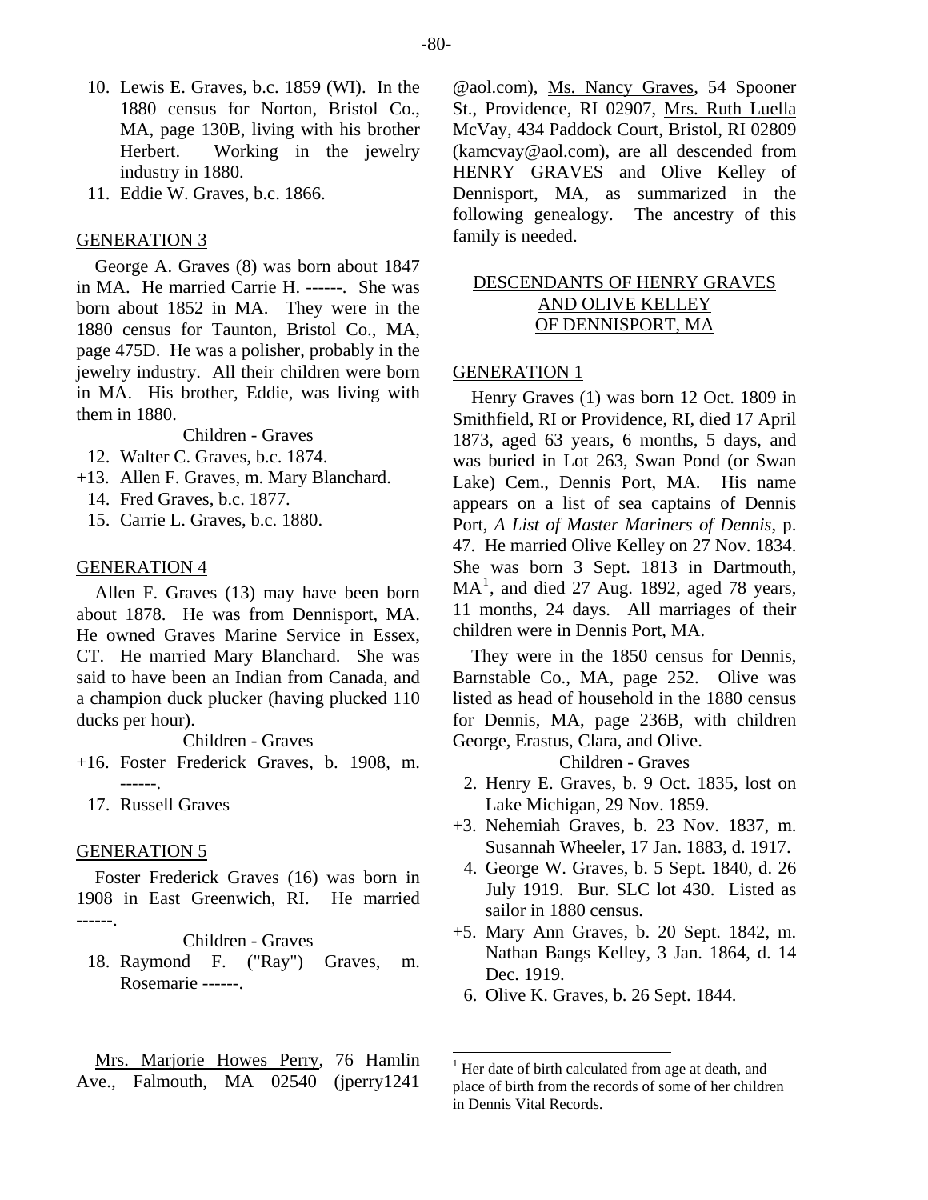10. Lewis E. Graves, b.c. 1859 (WI). In the 1880 census for Norton, Bristol Co., MA, page 130B, living with his brother Herbert. Working in the jewelry industry in 1880.
11. Eddie W. Graves, b.c. 1866.

GENERATION 3

George A. Graves (8) was born about 1847 in MA. He married Carrie H. ------. She was born about 1852 in MA. They were in the 1880 census for Taunton, Bristol Co., MA, page 475D. He was a polisher, probably in the jewelry industry. All their children were born in MA. His brother, Eddie, was living with them in 1880.

Children - Graves

12. Walter C. Graves, b.c. 1874.

+13. Allen F. Graves, m. Mary Blanchard.

14. Fred Graves, b.c. 1877.
15. Carrie L. Graves, b.c. 1880.

GENERATION 4

Allen F. Graves (13) may have been born about 1878. He was from Dennisport, MA. He owned Graves Marine Service in Essex, CT. He married Mary Blanchard. She was said to have been an Indian from Canada, and a champion duck plucker (having plucked 110 ducks per hour).

Children - Graves

+16. Foster Frederick Graves, b. 1908, m. ------.

17. Russell Graves

GENERATION 5

Foster Frederick Graves (16) was born in 1908 in East Greenwich, RI. He married ------.

Children - Graves

18. Raymond F. ("Ray") Graves, m. Rosemarie ------.

Mrs. Marjorie Howes Perry, 76 Hamlin Ave., Falmouth, MA 02540 (jperry1241@aol.com), Ms. Nancy Graves, 54 Spooner St., Providence, RI 02907, Mrs. Ruth Luella McVay, 434 Paddock Court, Bristol, RI 02809 (kamcvay@aol.com), are all descended from HENRY GRAVES and Olive Kelley of Dennisport, MA, as summarized in the following genealogy. The ancestry of this family is needed.

## DESCENDANTS OF HENRY GRAVES AND OLIVE KELLEY OF DENNISPORT, MA

GENERATION 1

Henry Graves (1) was born 12 Oct. 1809 in Smithfield, RI or Providence, RI, died 17 April 1873, aged 63 years, 6 months, 5 days, and was buried in Lot 263, Swan Pond (or Swan Lake) Cem., Dennis Port, MA. His name appears on a list of sea captains of Dennis Port, *A List of Master Mariners of Dennis*, p. 47. He married Olive Kelley on 27 Nov. 1834. She was born 3 Sept. 1813 in Dartmouth, MA[1], and died 27 Aug. 1892, aged 78 years, 11 months, 24 days. All marriages of their children were in Dennis Port, MA.

They were in the 1850 census for Dennis, Barnstable Co., MA, page 252. Olive was listed as head of household in the 1880 census for Dennis, MA, page 236B, with children George, Erastus, Clara, and Olive.

Children - Graves

2. Henry E. Graves, b. 9 Oct. 1835, lost on Lake Michigan, 29 Nov. 1859.

+3. Nehemiah Graves, b. 23 Nov. 1837, m. Susannah Wheeler, 17 Jan. 1883, d. 1917.

4. George W. Graves, b. 5 Sept. 1840, d. 26 July 1919. Bur. SLC lot 430. Listed as sailor in 1880 census.

+5. Mary Ann Graves, b. 20 Sept. 1842, m. Nathan Bangs Kelley, 3 Jan. 1864, d. 14 Dec. 1919.

6. Olive K. Graves, b. 26 Sept. 1844.

[1] Her date of birth calculated from age at death, and place of birth from the records of some of her children in Dennis Vital Records.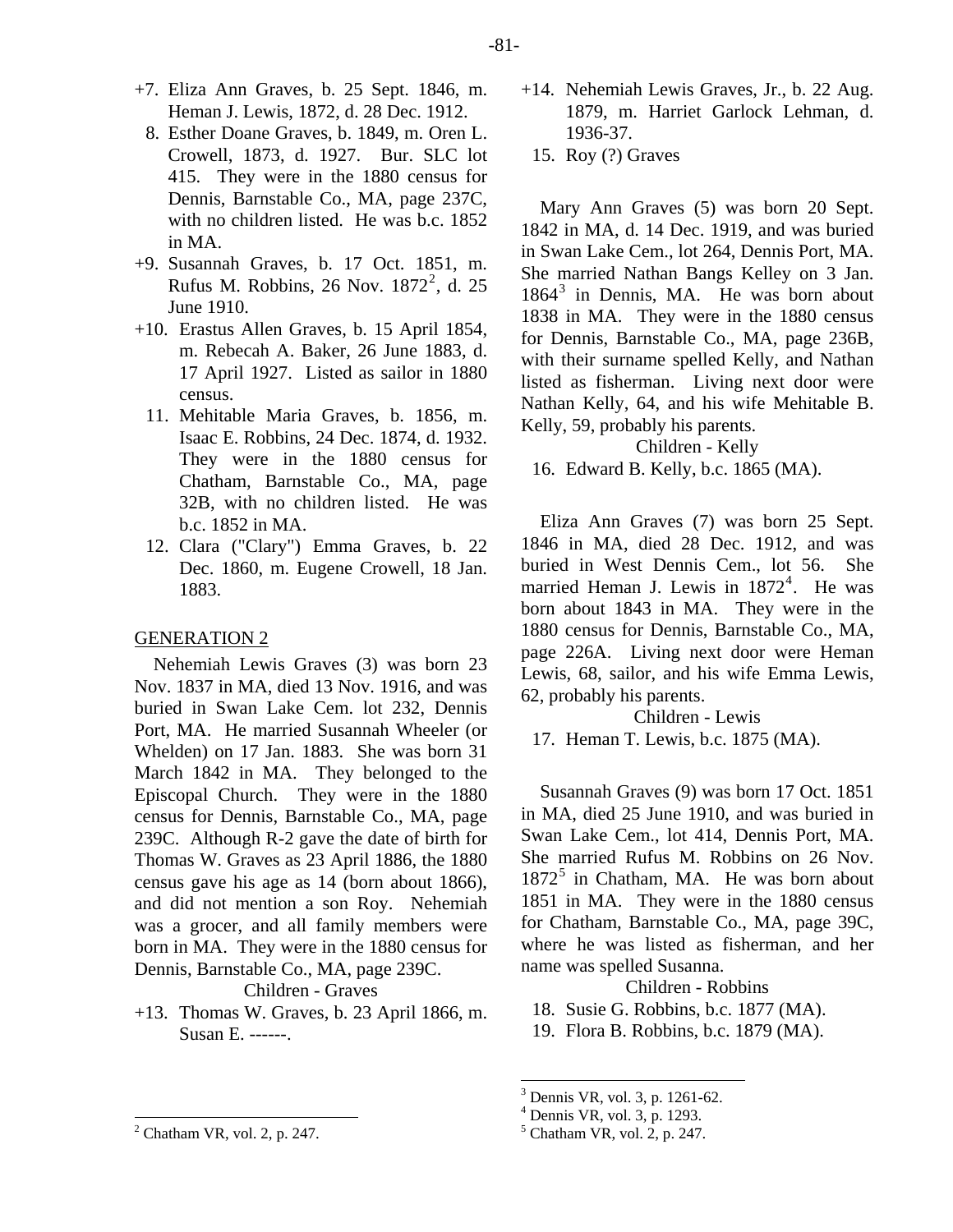+7. Eliza Ann Graves, b. 25 Sept. 1846, m. Heman J. Lewis, 1872, d. 28 Dec. 1912.

8. Esther Doane Graves, b. 1849, m. Oren L. Crowell, 1873, d. 1927. Bur. SLC lot 415. They were in the 1880 census for Dennis, Barnstable Co., MA, page 237C, with no children listed. He was b.c. 1852 in MA.

+9. Susannah Graves, b. 17 Oct. 1851, m. Rufus M. Robbins, 26 Nov. 1872[2], d. 25 June 1910.

+10. Erastus Allen Graves, b. 15 April 1854, m. Rebecah A. Baker, 26 June 1883, d. 17 April 1927. Listed as sailor in 1880 census.

11. Mehitable Maria Graves, b. 1856, m. Isaac E. Robbins, 24 Dec. 1874, d. 1932. They were in the 1880 census for Chatham, Barnstable Co., MA, page 32B, with no children listed. He was b.c. 1852 in MA.

12. Clara ("Clary") Emma Graves, b. 22 Dec. 1860, m. Eugene Crowell, 18 Jan. 1883.

## GENERATION 2

Nehemiah Lewis Graves (3) was born 23 Nov. 1837 in MA, died 13 Nov. 1916, and was buried in Swan Lake Cem. lot 232, Dennis Port, MA. He married Susannah Wheeler (or Whelden) on 17 Jan. 1883. She was born 31 March 1842 in MA. They belonged to the Episcopal Church. They were in the 1880 census for Dennis, Barnstable Co., MA, page 239C. Although R-2 gave the date of birth for Thomas W. Graves as 23 April 1886, the 1880 census gave his age as 14 (born about 1866), and did not mention a son Roy. Nehemiah was a grocer, and all family members were born in MA. They were in the 1880 census for Dennis, Barnstable Co., MA, page 239C.

Children - Graves

+13. Thomas W. Graves, b. 23 April 1866, m. Susan E. ------.

+14. Nehemiah Lewis Graves, Jr., b. 22 Aug. 1879, m. Harriet Garlock Lehman, d. 1936-37.

15. Roy (?) Graves

Mary Ann Graves (5) was born 20 Sept. 1842 in MA, d. 14 Dec. 1919, and was buried in Swan Lake Cem., lot 264, Dennis Port, MA. She married Nathan Bangs Kelley on 3 Jan. 1864[3] in Dennis, MA. He was born about 1838 in MA. They were in the 1880 census for Dennis, Barnstable Co., MA, page 236B, with their surname spelled Kelly, and Nathan listed as fisherman. Living next door were Nathan Kelly, 64, and his wife Mehitable B. Kelly, 59, probably his parents.

Children - Kelly

16. Edward B. Kelly, b.c. 1865 (MA).

Eliza Ann Graves (7) was born 25 Sept. 1846 in MA, died 28 Dec. 1912, and was buried in West Dennis Cem., lot 56. She married Heman J. Lewis in 1872[4]. He was born about 1843 in MA. They were in the 1880 census for Dennis, Barnstable Co., MA, page 226A. Living next door were Heman Lewis, 68, sailor, and his wife Emma Lewis, 62, probably his parents.

Children - Lewis

17. Heman T. Lewis, b.c. 1875 (MA).

Susannah Graves (9) was born 17 Oct. 1851 in MA, died 25 June 1910, and was buried in Swan Lake Cem., lot 414, Dennis Port, MA. She married Rufus M. Robbins on 26 Nov. 1872[5] in Chatham, MA. He was born about 1851 in MA. They were in the 1880 census for Chatham, Barnstable Co., MA, page 39C, where he was listed as fisherman, and her name was spelled Susanna.

Children - Robbins

18. Susie G. Robbins, b.c. 1877 (MA).

19. Flora B. Robbins, b.c. 1879 (MA).

---

[2] Chatham VR, vol. 2, p. 247.

[3] Dennis VR, vol. 3, p. 1261-62.

[4] Dennis VR, vol. 3, p. 1293.

[5] Chatham VR, vol. 2, p. 247.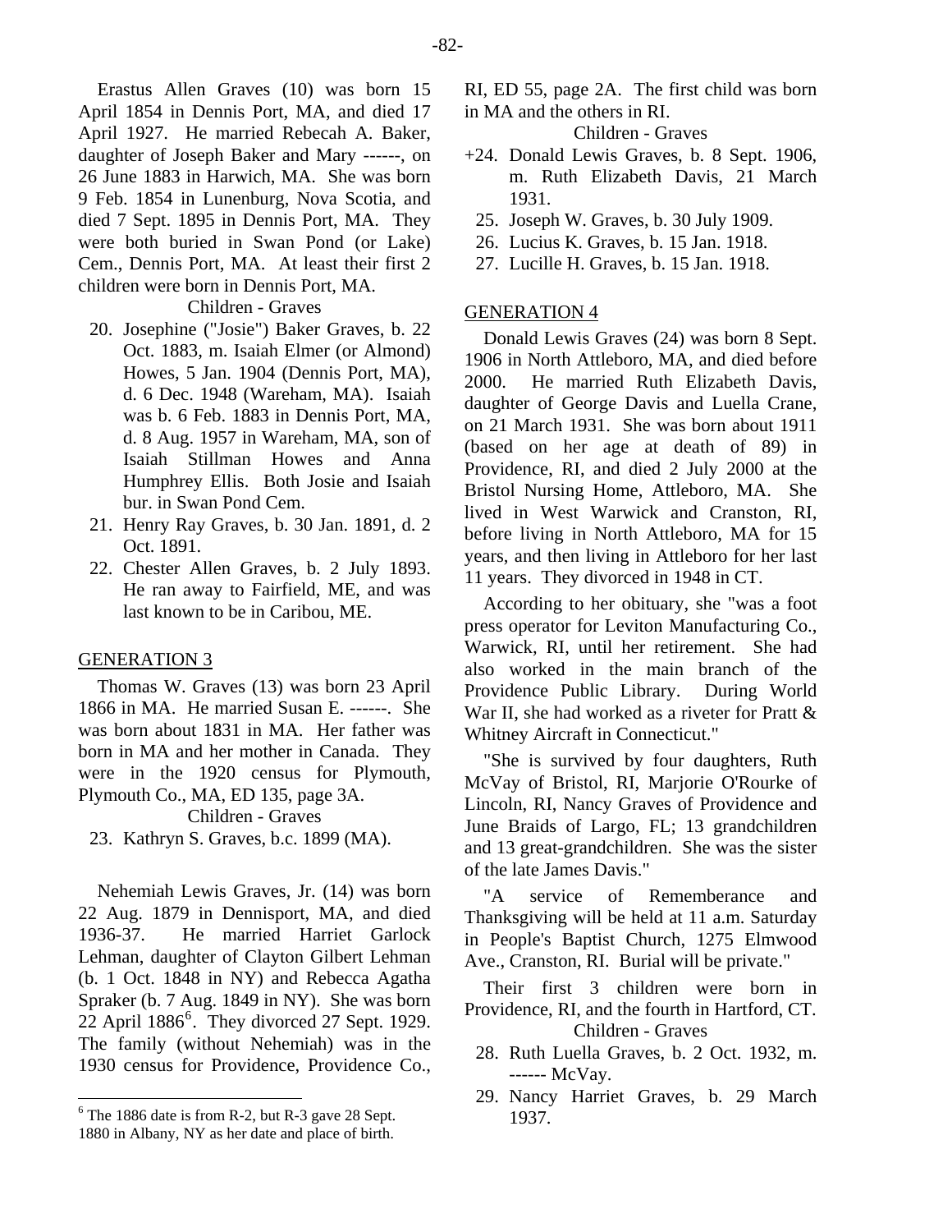Erastus Allen Graves (10) was born 15 April 1854 in Dennis Port, MA, and died 17 April 1927. He married Rebecah A. Baker, daughter of Joseph Baker and Mary ------, on 26 June 1883 in Harwich, MA. She was born 9 Feb. 1854 in Lunenburg, Nova Scotia, and died 7 Sept. 1895 in Dennis Port, MA. They were both buried in Swan Pond (or Lake) Cem., Dennis Port, MA. At least their first 2 children were born in Dennis Port, MA.

Children - Graves

20. Josephine ("Josie") Baker Graves, b. 22 Oct. 1883, m. Isaiah Elmer (or Almond) Howes, 5 Jan. 1904 (Dennis Port, MA), d. 6 Dec. 1948 (Wareham, MA). Isaiah was b. 6 Feb. 1883 in Dennis Port, MA, d. 8 Aug. 1957 in Wareham, MA, son of Isaiah Stillman Howes and Anna Humphrey Ellis. Both Josie and Isaiah bur. in Swan Pond Cem.
21. Henry Ray Graves, b. 30 Jan. 1891, d. 2 Oct. 1891.
22. Chester Allen Graves, b. 2 July 1893. He ran away to Fairfield, ME, and was last known to be in Caribou, ME.

## GENERATION 3

Thomas W. Graves (13) was born 23 April 1866 in MA. He married Susan E. ------. She was born about 1831 in MA. Her father was born in MA and her mother in Canada. They were in the 1920 census for Plymouth, Plymouth Co., MA, ED 135, page 3A.

Children - Graves

23. Kathryn S. Graves, b.c. 1899 (MA).

Nehemiah Lewis Graves, Jr. (14) was born 22 Aug. 1879 in Dennisport, MA, and died 1936-37. He married Harriet Garlock Lehman, daughter of Clayton Gilbert Lehman (b. 1 Oct. 1848 in NY) and Rebecca Agatha Spraker (b. 7 Aug. 1849 in NY). She was born 22 April 1886[6]. They divorced 27 Sept. 1929. The family (without Nehemiah) was in the 1930 census for Providence, Providence Co., RI, ED 55, page 2A. The first child was born in MA and the others in RI.

Children - Graves

+24. Donald Lewis Graves, b. 8 Sept. 1906, m. Ruth Elizabeth Davis, 21 March 1931.
25. Joseph W. Graves, b. 30 July 1909.
26. Lucius K. Graves, b. 15 Jan. 1918.
27. Lucille H. Graves, b. 15 Jan. 1918.

## GENERATION 4

Donald Lewis Graves (24) was born 8 Sept. 1906 in North Attleboro, MA, and died before 2000. He married Ruth Elizabeth Davis, daughter of George Davis and Luella Crane, on 21 March 1931. She was born about 1911 (based on her age at death of 89) in Providence, RI, and died 2 July 2000 at the Bristol Nursing Home, Attleboro, MA. She lived in West Warwick and Cranston, RI, before living in North Attleboro, MA for 15 years, and then living in Attleboro for her last 11 years. They divorced in 1948 in CT.

According to her obituary, she "was a foot press operator for Leviton Manufacturing Co., Warwick, RI, until her retirement. She had also worked in the main branch of the Providence Public Library. During World War II, she had worked as a riveter for Pratt & Whitney Aircraft in Connecticut."

"She is survived by four daughters, Ruth McVay of Bristol, RI, Marjorie O'Rourke of Lincoln, RI, Nancy Graves of Providence and June Braids of Largo, FL; 13 grandchildren and 13 great-grandchildren. She was the sister of the late James Davis."

"A service of Rememberance and Thanksgiving will be held at 11 a.m. Saturday in People's Baptist Church, 1275 Elmwood Ave., Cranston, RI. Burial will be private."

Their first 3 children were born in Providence, RI, and the fourth in Hartford, CT.

Children - Graves

28. Ruth Luella Graves, b. 2 Oct. 1932, m. ------ McVay.
29. Nancy Harriet Graves, b. 29 March 1937.

---

[6] The 1886 date is from R-2, but R-3 gave 28 Sept. 1880 in Albany, NY as her date and place of birth.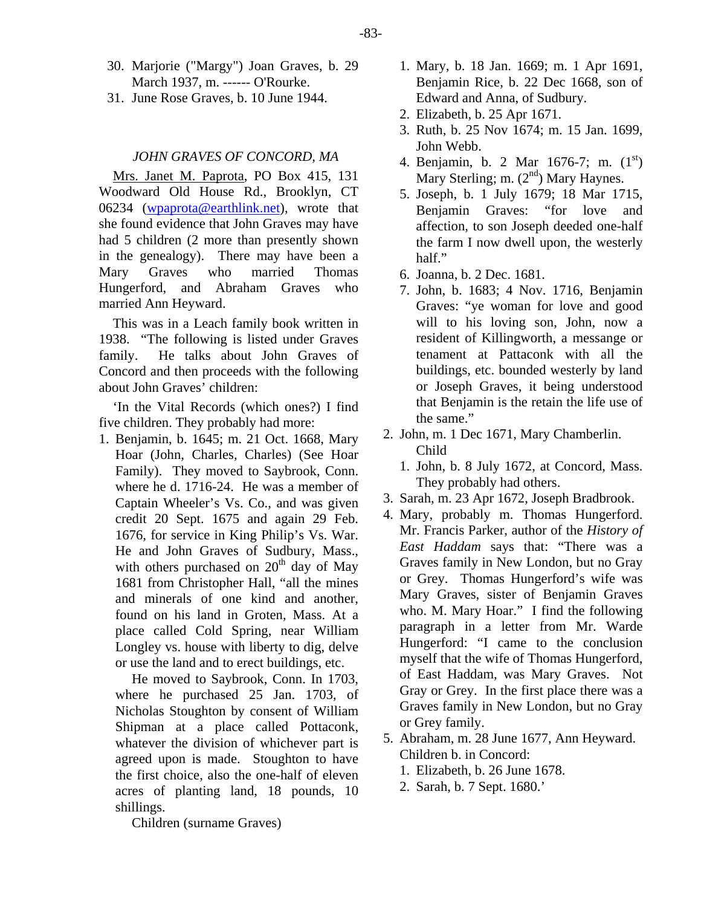30. Marjorie ("Margy") Joan Graves, b. 29 March 1937, m. ------ O'Rourke.
31. June Rose Graves, b. 10 June 1944.

### *JOHN GRAVES OF CONCORD, MA*

Mrs. Janet M. Paprota, PO Box 415, 131 Woodward Old House Rd., Brooklyn, CT 06234 (wpaprota@earthlink.net), wrote that she found evidence that John Graves may have had 5 children (2 more than presently shown in the genealogy). There may have been a Mary Graves who married Thomas Hungerford, and Abraham Graves who married Ann Heyward.

This was in a Leach family book written in 1938. "The following is listed under Graves family. He talks about John Graves of Concord and then proceeds with the following about John Graves' children:

'In the Vital Records (which ones?) I find five children. They probably had more:

1. Benjamin, b. 1645; m. 21 Oct. 1668, Mary Hoar (John, Charles, Charles) (See Hoar Family). They moved to Saybrook, Conn. where he d. 1716-24. He was a member of Captain Wheeler's Vs. Co., and was given credit 20 Sept. 1675 and again 29 Feb. 1676, for service in King Philip's Vs. War. He and John Graves of Sudbury, Mass., with others purchased on 20th day of May 1681 from Christopher Hall, "all the mines and minerals of one kind and another, found on his land in Groten, Mass. At a place called Cold Spring, near William Longley vs. house with liberty to dig, delve or use the land and to erect buildings, etc.

   He moved to Saybrook, Conn. In 1703, where he purchased 25 Jan. 1703, of Nicholas Stoughton by consent of William Shipman at a place called Pottaconk, whatever the division of whichever part is agreed upon is made. Stoughton to have the first choice, also the one-half of eleven acres of planting land, 18 pounds, 10 shillings.

   Children (surname Graves)

   1. Mary, b. 18 Jan. 1669; m. 1 Apr 1691, Benjamin Rice, b. 22 Dec 1668, son of Edward and Anna, of Sudbury.
   2. Elizabeth, b. 25 Apr 1671.
   3. Ruth, b. 25 Nov 1674; m. 15 Jan. 1699, John Webb.
   4. Benjamin, b. 2 Mar 1676-7; m. (1st) Mary Sterling; m. (2nd) Mary Haynes.
   5. Joseph, b. 1 July 1679; 18 Mar 1715, Benjamin Graves: "for love and affection, to son Joseph deeded one-half the farm I now dwell upon, the westerly half."
   6. Joanna, b. 2 Dec. 1681.
   7. John, b. 1683; 4 Nov. 1716, Benjamin Graves: "ye woman for love and good will to his loving son, John, now a resident of Killingworth, a messange or tenament at Pattaconk with all the buildings, etc. bounded westerly by land or Joseph Graves, it being understood that Benjamin is the retain the life use of the same."
2. John, m. 1 Dec 1671, Mary Chamberlin.
   Child
   1. John, b. 8 July 1672, at Concord, Mass. They probably had others.
3. Sarah, m. 23 Apr 1672, Joseph Bradbrook.
4. Mary, probably m. Thomas Hungerford. Mr. Francis Parker, author of the *History of East Haddam* says that: "There was a Graves family in New London, but no Gray or Grey. Thomas Hungerford's wife was Mary Graves, sister of Benjamin Graves who. M. Mary Hoar." I find the following paragraph in a letter from Mr. Warde Hungerford: "I came to the conclusion myself that the wife of Thomas Hungerford, of East Haddam, was Mary Graves. Not Gray or Grey. In the first place there was a Graves family in New London, but no Gray or Grey family.
5. Abraham, m. 28 June 1677, Ann Heyward. Children b. in Concord:
   1. Elizabeth, b. 26 June 1678.
   2. Sarah, b. 7 Sept. 1680.'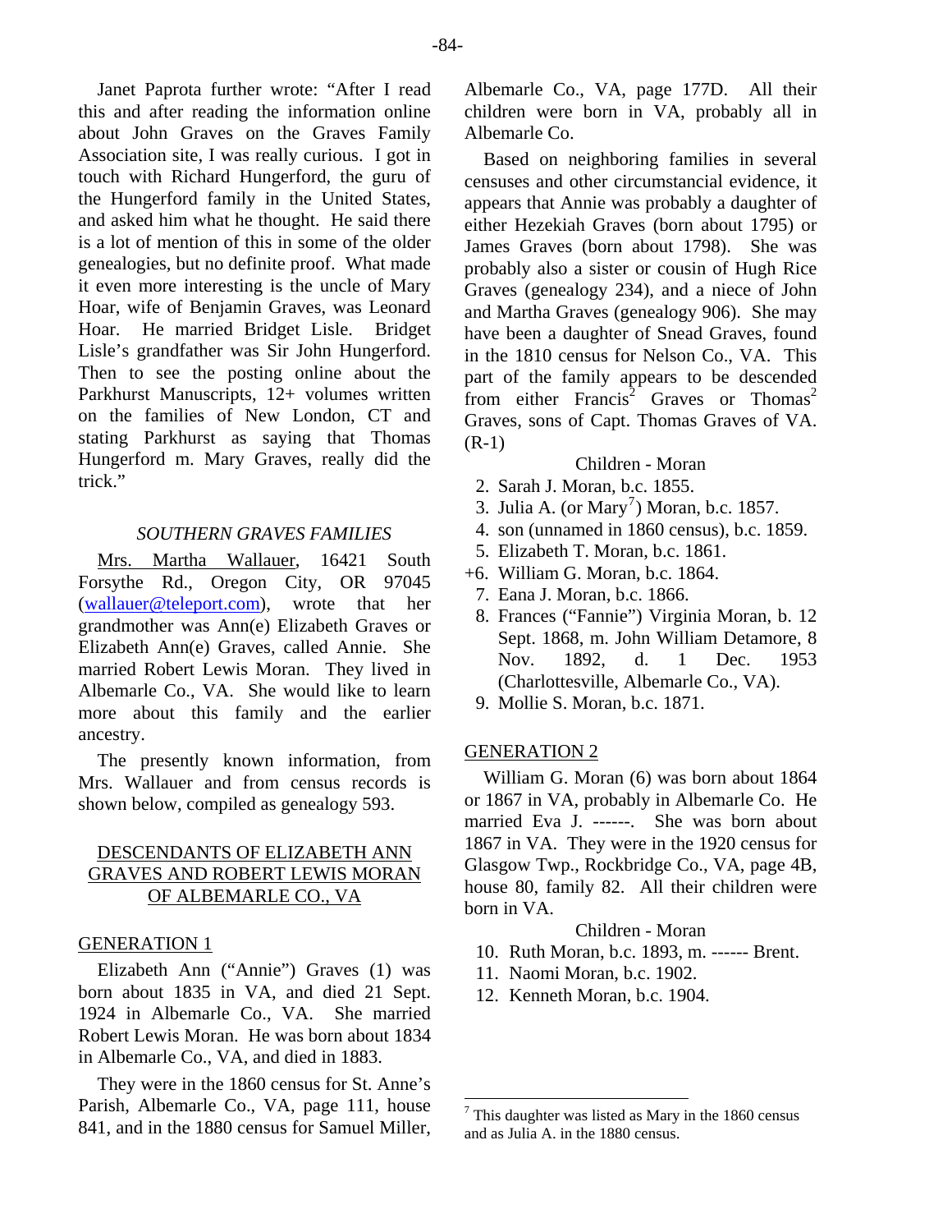Janet Paprota further wrote: "After I read this and after reading the information online about John Graves on the Graves Family Association site, I was really curious. I got in touch with Richard Hungerford, the guru of the Hungerford family in the United States, and asked him what he thought. He said there is a lot of mention of this in some of the older genealogies, but no definite proof. What made it even more interesting is the uncle of Mary Hoar, wife of Benjamin Graves, was Leonard Hoar. He married Bridget Lisle. Bridget Lisle's grandfather was Sir John Hungerford. Then to see the posting online about the Parkhurst Manuscripts, 12+ volumes written on the families of New London, CT and stating Parkhurst as saying that Thomas Hungerford m. Mary Graves, really did the trick."

### *SOUTHERN GRAVES FAMILIES*

Mrs. Martha Wallauer, 16421 South Forsythe Rd., Oregon City, OR 97045 (wallauer@teleport.com), wrote that her grandmother was Ann(e) Elizabeth Graves or Elizabeth Ann(e) Graves, called Annie. She married Robert Lewis Moran. They lived in Albemarle Co., VA. She would like to learn more about this family and the earlier ancestry.

The presently known information, from Mrs. Wallauer and from census records is shown below, compiled as genealogy 593.

## DESCENDANTS OF ELIZABETH ANN GRAVES AND ROBERT LEWIS MORAN OF ALBEMARLE CO., VA

### GENERATION 1

Elizabeth Ann ("Annie") Graves (1) was born about 1835 in VA, and died 21 Sept. 1924 in Albemarle Co., VA. She married Robert Lewis Moran. He was born about 1834 in Albemarle Co., VA, and died in 1883.

They were in the 1860 census for St. Anne's Parish, Albemarle Co., VA, page 111, house 841, and in the 1880 census for Samuel Miller, Albemarle Co., VA, page 177D. All their children were born in VA, probably all in Albemarle Co.

Based on neighboring families in several censuses and other circumstancial evidence, it appears that Annie was probably a daughter of either Hezekiah Graves (born about 1795) or James Graves (born about 1798). She was probably also a sister or cousin of Hugh Rice Graves (genealogy 234), and a niece of John and Martha Graves (genealogy 906). She may have been a daughter of Snead Graves, found in the 1810 census for Nelson Co., VA. This part of the family appears to be descended from either Francis[2] Graves or Thomas[2] Graves, sons of Capt. Thomas Graves of VA. (R-1)

Children - Moran

2. Sarah J. Moran, b.c. 1855.
3. Julia A. (or Mary[7]) Moran, b.c. 1857.
4. son (unnamed in 1860 census), b.c. 1859.
5. Elizabeth T. Moran, b.c. 1861.

+6. William G. Moran, b.c. 1864.

7. Eana J. Moran, b.c. 1866.
8. Frances ("Fannie") Virginia Moran, b. 12 Sept. 1868, m. John William Detamore, 8 Nov. 1892, d. 1 Dec. 1953 (Charlottesville, Albemarle Co., VA).
9. Mollie S. Moran, b.c. 1871.

### GENERATION 2

William G. Moran (6) was born about 1864 or 1867 in VA, probably in Albemarle Co. He married Eva J. ------. She was born about 1867 in VA. They were in the 1920 census for Glasgow Twp., Rockbridge Co., VA, page 4B, house 80, family 82. All their children were born in VA.

Children - Moran

10. Ruth Moran, b.c. 1893, m. ------ Brent.
11. Naomi Moran, b.c. 1902.
12. Kenneth Moran, b.c. 1904.

---

[7] This daughter was listed as Mary in the 1860 census and as Julia A. in the 1880 census.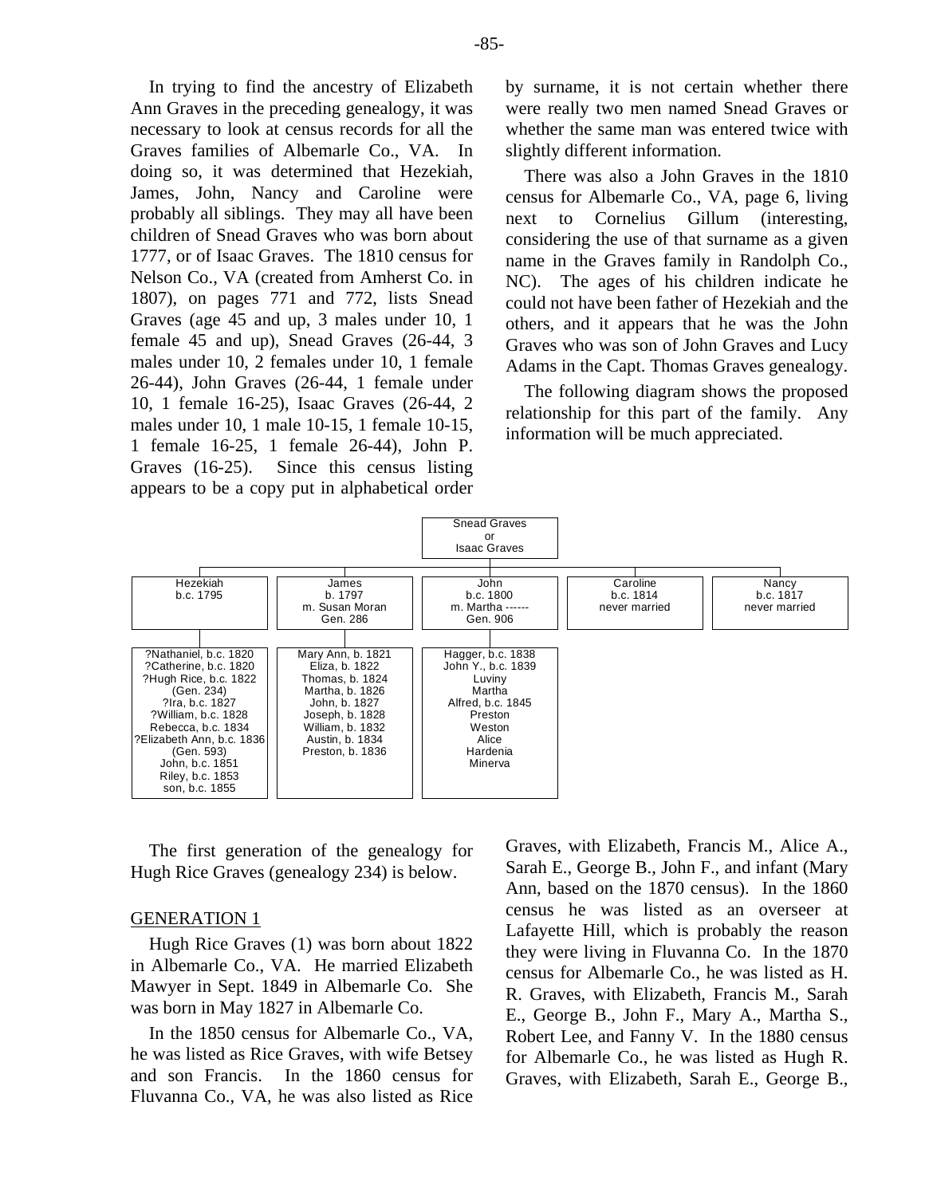In trying to find the ancestry of Elizabeth Ann Graves in the preceding genealogy, it was necessary to look at census records for all the Graves families of Albemarle Co., VA. In doing so, it was determined that Hezekiah, James, John, Nancy and Caroline were probably all siblings. They may all have been children of Snead Graves who was born about 1777, or of Isaac Graves. The 1810 census for Nelson Co., VA (created from Amherst Co. in 1807), on pages 771 and 772, lists Snead Graves (age 45 and up, 3 males under 10, 1 female 45 and up), Snead Graves (26-44, 3 males under 10, 2 females under 10, 1 female 26-44), John Graves (26-44, 1 female under 10, 1 female 16-25), Isaac Graves (26-44, 2 males under 10, 1 male 10-15, 1 female 10-15, 1 female 16-25, 1 female 26-44), John P. Graves (16-25). Since this census listing appears to be a copy put in alphabetical order by surname, it is not certain whether there were really two men named Snead Graves or whether the same man was entered twice with slightly different information.

There was also a John Graves in the 1810 census for Albemarle Co., VA, page 6, living next to Cornelius Gillum (interesting, considering the use of that surname as a given name in the Graves family in Randolph Co., NC). The ages of his children indicate he could not have been father of Hezekiah and the others, and it appears that he was the John Graves who was son of John Graves and Lucy Adams in the Capt. Thomas Graves genealogy.

The following diagram shows the proposed relationship for this part of the family. Any information will be much appreciated.

Snead Graves or Isaac Graves

| Hezekiah b.c. 1795 | James b. 1797 m. Susan Moran Gen. 286 | John b.c. 1800 m. Martha ------ Gen. 906 | Caroline b.c. 1814 never married | Nancy b.c. 1817 never married |
|---|---|---|---|---|
| ?Nathaniel, b.c. 1820<br>?Catherine, b.c. 1820<br>?Hugh Rice, b.c. 1822 (Gen. 234)<br>?Ira, b.c. 1827<br>?William, b.c. 1828<br>Rebecca, b.c. 1834<br>?Elizabeth Ann, b.c. 1836 (Gen. 593)<br>John, b.c. 1851<br>Riley, b.c. 1853<br>son, b.c. 1855 | Mary Ann, b. 1821<br>Eliza, b. 1822<br>Thomas, b. 1824<br>Martha, b. 1826<br>John, b. 1827<br>Joseph, b. 1828<br>William, b. 1832<br>Austin, b. 1834<br>Preston, b. 1836 | Hagger, b.c. 1838<br>John Y., b.c. 1839<br>Luviny<br>Martha<br>Alfred, b.c. 1845<br>Preston<br>Weston<br>Alice<br>Hardenia<br>Minerva | | |

The first generation of the genealogy for Hugh Rice Graves (genealogy 234) is below.

GENERATION 1

Hugh Rice Graves (1) was born about 1822 in Albemarle Co., VA. He married Elizabeth Mawyer in Sept. 1849 in Albemarle Co. She was born in May 1827 in Albemarle Co.

In the 1850 census for Albemarle Co., VA, he was listed as Rice Graves, with wife Betsey and son Francis. In the 1860 census for Fluvanna Co., VA, he was also listed as Rice Graves, with Elizabeth, Francis M., Alice A., Sarah E., George B., John F., and infant (Mary Ann, based on the 1870 census). In the 1860 census he was listed as an overseer at Lafayette Hill, which is probably the reason they were living in Fluvanna Co. In the 1870 census for Albemarle Co., he was listed as H. R. Graves, with Elizabeth, Francis M., Sarah E., George B., John F., Mary A., Martha S., Robert Lee, and Fanny V. In the 1880 census for Albemarle Co., he was listed as Hugh R. Graves, with Elizabeth, Sarah E., George B.,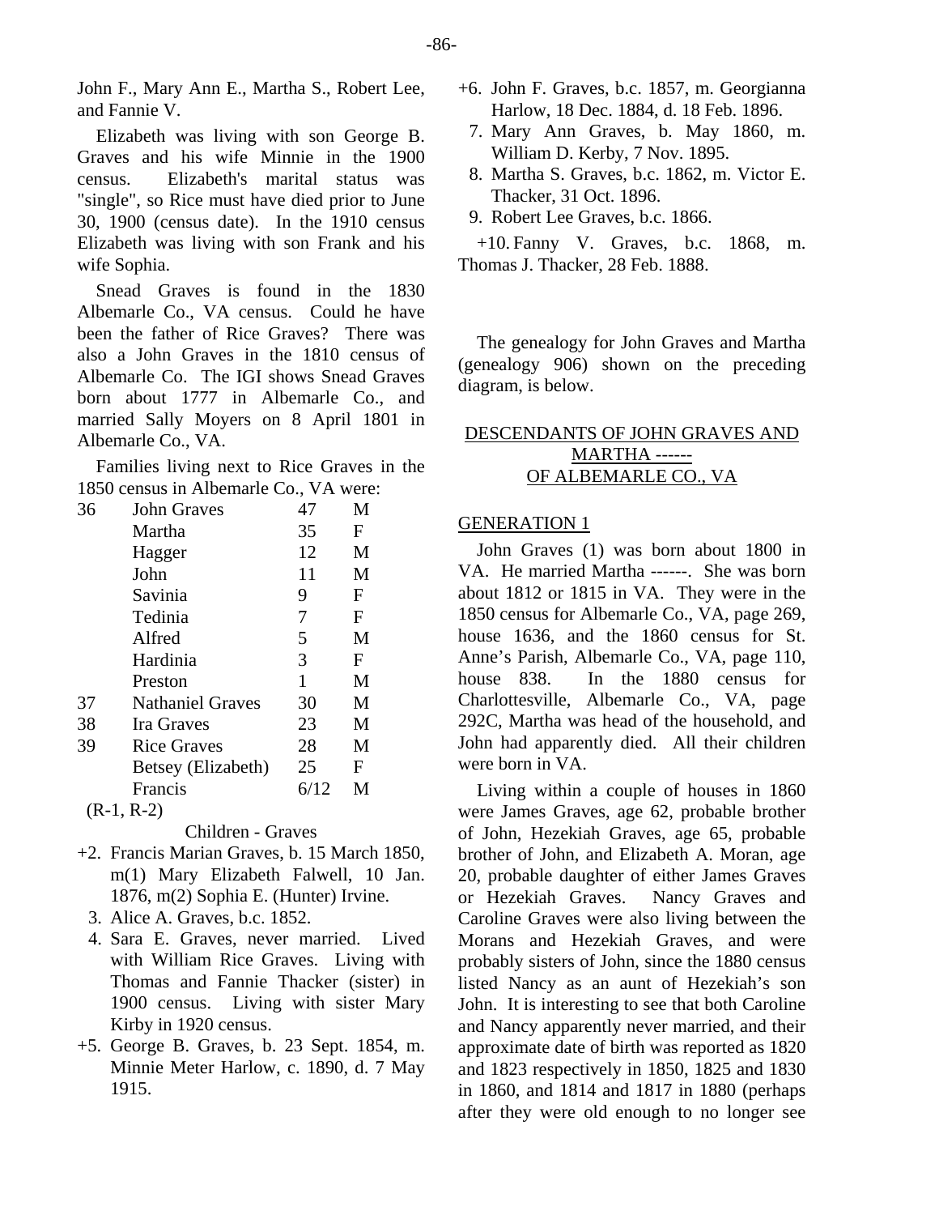John F., Mary Ann E., Martha S., Robert Lee, and Fannie V.

Elizabeth was living with son George B. Graves and his wife Minnie in the 1900 census. Elizabeth's marital status was "single", so Rice must have died prior to June 30, 1900 (census date). In the 1910 census Elizabeth was living with son Frank and his wife Sophia.

Snead Graves is found in the 1830 Albemarle Co., VA census. Could he have been the father of Rice Graves? There was also a John Graves in the 1810 census of Albemarle Co. The IGI shows Snead Graves born about 1777 in Albemarle Co., and married Sally Moyers on 8 April 1801 in Albemarle Co., VA.

Families living next to Rice Graves in the 1850 census in Albemarle Co., VA were:

| | | | |
|---|---|---|---|
| 36 | John Graves | 47 | M |
| | Martha | 35 | F |
| | Hagger | 12 | M |
| | John | 11 | M |
| | Savinia | 9 | F |
| | Tedinia | 7 | F |
| | Alfred | 5 | M |
| | Hardinia | 3 | F |
| | Preston | 1 | M |
| 37 | Nathaniel Graves | 30 | M |
| 38 | Ira Graves | 23 | M |
| 39 | Rice Graves | 28 | M |
| | Betsey (Elizabeth) | 25 | F |
| | Francis | 6/12 | M |

(R-1, R-2)

Children - Graves

+2. Francis Marian Graves, b. 15 March 1850, m(1) Mary Elizabeth Falwell, 10 Jan. 1876, m(2) Sophia E. (Hunter) Irvine.

3. Alice A. Graves, b.c. 1852.

4. Sara E. Graves, never married. Lived with William Rice Graves. Living with Thomas and Fannie Thacker (sister) in 1900 census. Living with sister Mary Kirby in 1920 census.

+5. George B. Graves, b. 23 Sept. 1854, m. Minnie Meter Harlow, c. 1890, d. 7 May 1915.

+6. John F. Graves, b.c. 1857, m. Georgianna Harlow, 18 Dec. 1884, d. 18 Feb. 1896.

7. Mary Ann Graves, b. May 1860, m. William D. Kerby, 7 Nov. 1895.

8. Martha S. Graves, b.c. 1862, m. Victor E. Thacker, 31 Oct. 1896.

9. Robert Lee Graves, b.c. 1866.

+10. Fanny V. Graves, b.c. 1868, m. Thomas J. Thacker, 28 Feb. 1888.

The genealogy for John Graves and Martha (genealogy 906) shown on the preceding diagram, is below.

## DESCENDANTS OF JOHN GRAVES AND MARTHA ------ OF ALBEMARLE CO., VA

### GENERATION 1

John Graves (1) was born about 1800 in VA. He married Martha ------. She was born about 1812 or 1815 in VA. They were in the 1850 census for Albemarle Co., VA, page 269, house 1636, and the 1860 census for St. Anne's Parish, Albemarle Co., VA, page 110, house 838. In the 1880 census for Charlottesville, Albemarle Co., VA, page 292C, Martha was head of the household, and John had apparently died. All their children were born in VA.

Living within a couple of houses in 1860 were James Graves, age 62, probable brother of John, Hezekiah Graves, age 65, probable brother of John, and Elizabeth A. Moran, age 20, probable daughter of either James Graves or Hezekiah Graves. Nancy Graves and Caroline Graves were also living between the Morans and Hezekiah Graves, and were probably sisters of John, since the 1880 census listed Nancy as an aunt of Hezekiah's son John. It is interesting to see that both Caroline and Nancy apparently never married, and their approximate date of birth was reported as 1820 and 1823 respectively in 1850, 1825 and 1830 in 1860, and 1814 and 1817 in 1880 (perhaps after they were old enough to no longer see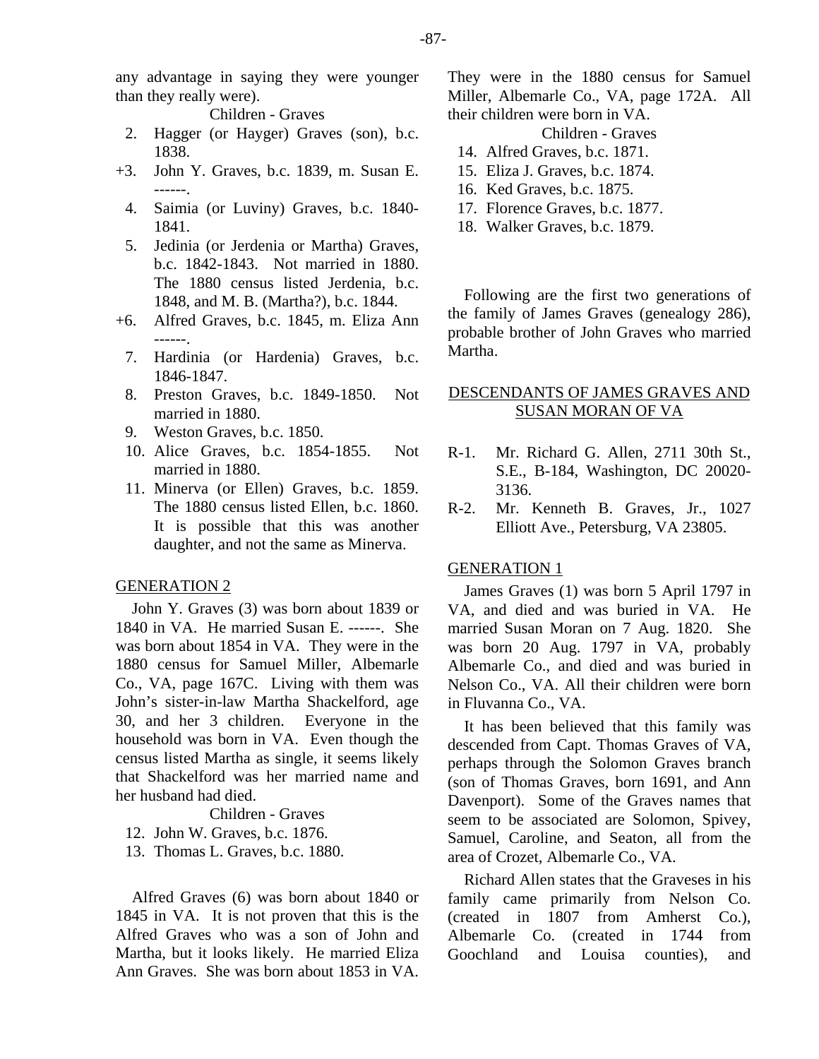any advantage in saying they were younger than they really were).

Children - Graves

2. Hagger (or Hayger) Graves (son), b.c. 1838.
+3. John Y. Graves, b.c. 1839, m. Susan E. ------.
4. Saimia (or Luviny) Graves, b.c. 1840-1841.
5. Jedinia (or Jerdenia or Martha) Graves, b.c. 1842-1843. Not married in 1880. The 1880 census listed Jerdenia, b.c. 1848, and M. B. (Martha?), b.c. 1844.
+6. Alfred Graves, b.c. 1845, m. Eliza Ann ------.
7. Hardinia (or Hardenia) Graves, b.c. 1846-1847.
8. Preston Graves, b.c. 1849-1850. Not married in 1880.
9. Weston Graves, b.c. 1850.
10. Alice Graves, b.c. 1854-1855. Not married in 1880.
11. Minerva (or Ellen) Graves, b.c. 1859. The 1880 census listed Ellen, b.c. 1860. It is possible that this was another daughter, and not the same as Minerva.

## GENERATION 2

John Y. Graves (3) was born about 1839 or 1840 in VA. He married Susan E. ------. She was born about 1854 in VA. They were in the 1880 census for Samuel Miller, Albemarle Co., VA, page 167C. Living with them was John's sister-in-law Martha Shackelford, age 30, and her 3 children. Everyone in the household was born in VA. Even though the census listed Martha as single, it seems likely that Shackelford was her married name and her husband had died.

Children - Graves

12. John W. Graves, b.c. 1876.
13. Thomas L. Graves, b.c. 1880.

Alfred Graves (6) was born about 1840 or 1845 in VA. It is not proven that this is the Alfred Graves who was a son of John and Martha, but it looks likely. He married Eliza Ann Graves. She was born about 1853 in VA. They were in the 1880 census for Samuel Miller, Albemarle Co., VA, page 172A. All their children were born in VA.

Children - Graves

14. Alfred Graves, b.c. 1871.
15. Eliza J. Graves, b.c. 1874.
16. Ked Graves, b.c. 1875.
17. Florence Graves, b.c. 1877.
18. Walker Graves, b.c. 1879.

Following are the first two generations of the family of James Graves (genealogy 286), probable brother of John Graves who married Martha.

## DESCENDANTS OF JAMES GRAVES AND SUSAN MORAN OF VA

R-1. Mr. Richard G. Allen, 2711 30th St., S.E., B-184, Washington, DC 20020-3136.

R-2. Mr. Kenneth B. Graves, Jr., 1027 Elliott Ave., Petersburg, VA 23805.

## GENERATION 1

James Graves (1) was born 5 April 1797 in VA, and died and was buried in VA. He married Susan Moran on 7 Aug. 1820. She was born 20 Aug. 1797 in VA, probably Albemarle Co., and died and was buried in Nelson Co., VA. All their children were born in Fluvanna Co., VA.

It has been believed that this family was descended from Capt. Thomas Graves of VA, perhaps through the Solomon Graves branch (son of Thomas Graves, born 1691, and Ann Davenport). Some of the Graves names that seem to be associated are Solomon, Spivey, Samuel, Caroline, and Seaton, all from the area of Crozet, Albemarle Co., VA.

Richard Allen states that the Graveses in his family came primarily from Nelson Co. (created in 1807 from Amherst Co.), Albemarle Co. (created in 1744 from Goochland and Louisa counties), and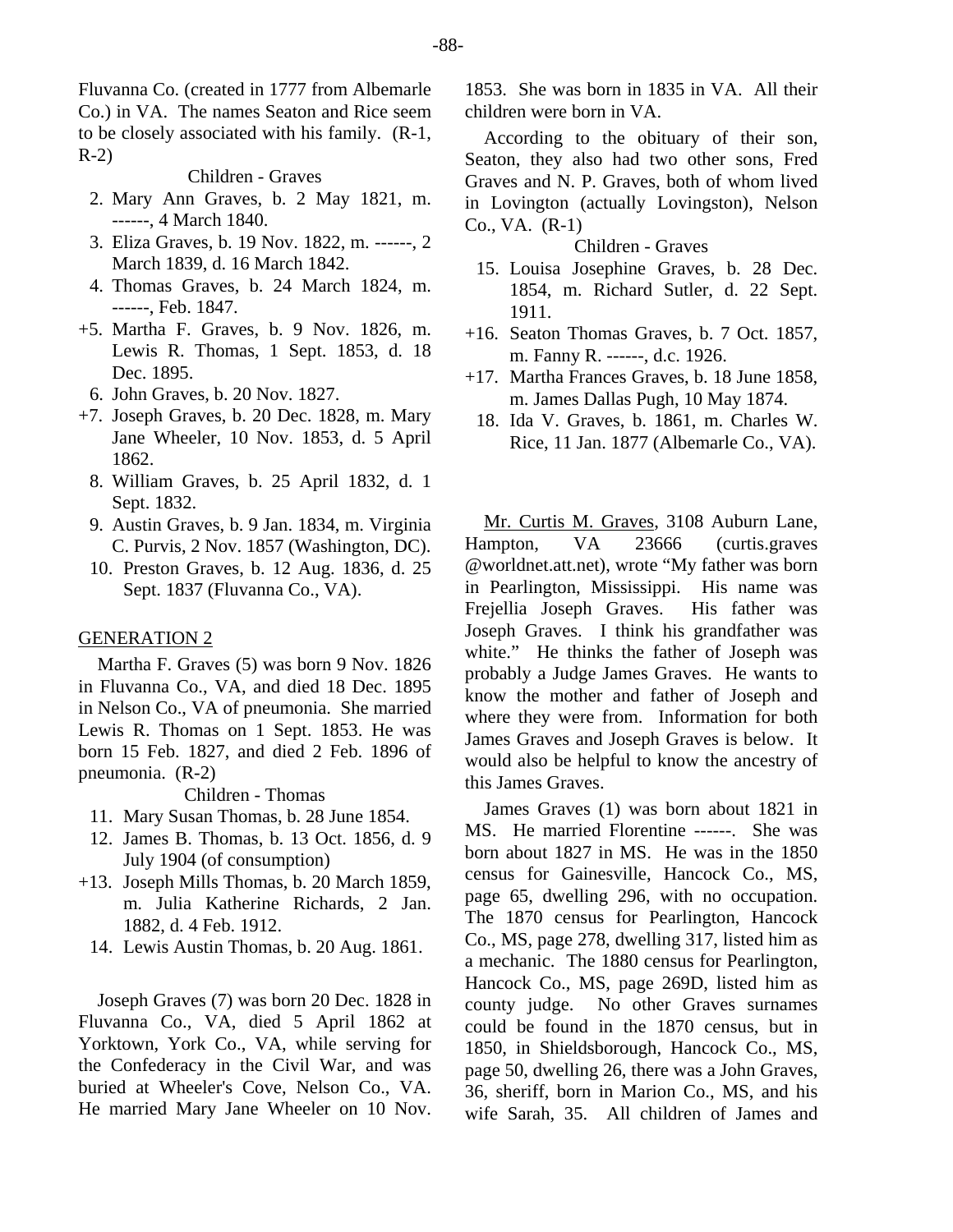Fluvanna Co. (created in 1777 from Albemarle Co.) in VA. The names Seaton and Rice seem to be closely associated with his family. (R-1, R-2)

Children - Graves

2. Mary Ann Graves, b. 2 May 1821, m. ------, 4 March 1840.
3. Eliza Graves, b. 19 Nov. 1822, m. ------, 2 March 1839, d. 16 March 1842.
4. Thomas Graves, b. 24 March 1824, m. ------, Feb. 1847.

+5. Martha F. Graves, b. 9 Nov. 1826, m. Lewis R. Thomas, 1 Sept. 1853, d. 18 Dec. 1895.

6. John Graves, b. 20 Nov. 1827.

+7. Joseph Graves, b. 20 Dec. 1828, m. Mary Jane Wheeler, 10 Nov. 1853, d. 5 April 1862.

8. William Graves, b. 25 April 1832, d. 1 Sept. 1832.
9. Austin Graves, b. 9 Jan. 1834, m. Virginia C. Purvis, 2 Nov. 1857 (Washington, DC).
10. Preston Graves, b. 12 Aug. 1836, d. 25 Sept. 1837 (Fluvanna Co., VA).

GENERATION 2

Martha F. Graves (5) was born 9 Nov. 1826 in Fluvanna Co., VA, and died 18 Dec. 1895 in Nelson Co., VA of pneumonia. She married Lewis R. Thomas on 1 Sept. 1853. He was born 15 Feb. 1827, and died 2 Feb. 1896 of pneumonia. (R-2)

Children - Thomas

11. Mary Susan Thomas, b. 28 June 1854.
12. James B. Thomas, b. 13 Oct. 1856, d. 9 July 1904 (of consumption)

+13. Joseph Mills Thomas, b. 20 March 1859, m. Julia Katherine Richards, 2 Jan. 1882, d. 4 Feb. 1912.

14. Lewis Austin Thomas, b. 20 Aug. 1861.

Joseph Graves (7) was born 20 Dec. 1828 in Fluvanna Co., VA, died 5 April 1862 at Yorktown, York Co., VA, while serving for the Confederacy in the Civil War, and was buried at Wheeler's Cove, Nelson Co., VA. He married Mary Jane Wheeler on 10 Nov. 1853. She was born in 1835 in VA. All their children were born in VA.

According to the obituary of their son, Seaton, they also had two other sons, Fred Graves and N. P. Graves, both of whom lived in Lovington (actually Lovingston), Nelson Co., VA. (R-1)

Children - Graves

15. Louisa Josephine Graves, b. 28 Dec. 1854, m. Richard Sutler, d. 22 Sept. 1911.

+16. Seaton Thomas Graves, b. 7 Oct. 1857, m. Fanny R. ------, d.c. 1926.

+17. Martha Frances Graves, b. 18 June 1858, m. James Dallas Pugh, 10 May 1874.

18. Ida V. Graves, b. 1861, m. Charles W. Rice, 11 Jan. 1877 (Albemarle Co., VA).

Mr. Curtis M. Graves, 3108 Auburn Lane, Hampton, VA 23666 (curtis.graves @worldnet.att.net), wrote "My father was born in Pearlington, Mississippi. His name was Frejellia Joseph Graves. His father was Joseph Graves. I think his grandfather was white." He thinks the father of Joseph was probably a Judge James Graves. He wants to know the mother and father of Joseph and where they were from. Information for both James Graves and Joseph Graves is below. It would also be helpful to know the ancestry of this James Graves.

James Graves (1) was born about 1821 in MS. He married Florentine ------. She was born about 1827 in MS. He was in the 1850 census for Gainesville, Hancock Co., MS, page 65, dwelling 296, with no occupation. The 1870 census for Pearlington, Hancock Co., MS, page 278, dwelling 317, listed him as a mechanic. The 1880 census for Pearlington, Hancock Co., MS, page 269D, listed him as county judge. No other Graves surnames could be found in the 1870 census, but in 1850, in Shieldsborough, Hancock Co., MS, page 50, dwelling 26, there was a John Graves, 36, sheriff, born in Marion Co., MS, and his wife Sarah, 35. All children of James and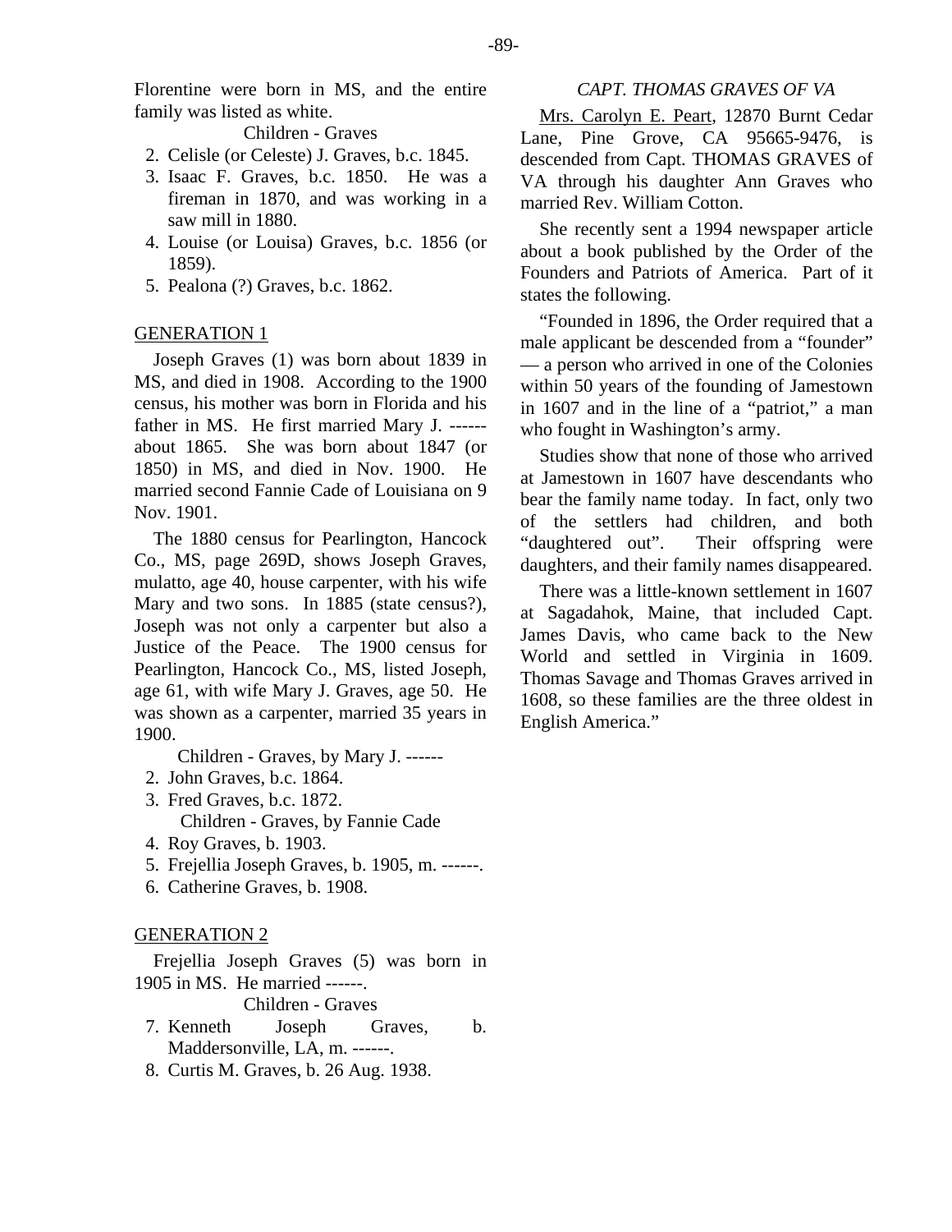Florentine were born in MS, and the entire family was listed as white.

Children - Graves

2. Celisle (or Celeste) J. Graves, b.c. 1845.
3. Isaac F. Graves, b.c. 1850. He was a fireman in 1870, and was working in a saw mill in 1880.
4. Louise (or Louisa) Graves, b.c. 1856 (or 1859).
5. Pealona (?) Graves, b.c. 1862.

GENERATION 1

Joseph Graves (1) was born about 1839 in MS, and died in 1908. According to the 1900 census, his mother was born in Florida and his father in MS. He first married Mary J. ------ about 1865. She was born about 1847 (or 1850) in MS, and died in Nov. 1900. He married second Fannie Cade of Louisiana on 9 Nov. 1901.

The 1880 census for Pearlington, Hancock Co., MS, page 269D, shows Joseph Graves, mulatto, age 40, house carpenter, with his wife Mary and two sons. In 1885 (state census?), Joseph was not only a carpenter but also a Justice of the Peace. The 1900 census for Pearlington, Hancock Co., MS, listed Joseph, age 61, with wife Mary J. Graves, age 50. He was shown as a carpenter, married 35 years in 1900.

Children - Graves, by Mary J. ------

2. John Graves, b.c. 1864.
3. Fred Graves, b.c. 1872.

Children - Graves, by Fannie Cade

4. Roy Graves, b. 1903.
5. Frejellia Joseph Graves, b. 1905, m. ------.
6. Catherine Graves, b. 1908.

GENERATION 2

Frejellia Joseph Graves (5) was born in 1905 in MS. He married ------.

Children - Graves

7. Kenneth Joseph Graves, b. Maddersonville, LA, m. ------.
8. Curtis M. Graves, b. 26 Aug. 1938.

*CAPT. THOMAS GRAVES OF VA*

Mrs. Carolyn E. Peart, 12870 Burnt Cedar Lane, Pine Grove, CA 95665-9476, is descended from Capt. THOMAS GRAVES of VA through his daughter Ann Graves who married Rev. William Cotton.

She recently sent a 1994 newspaper article about a book published by the Order of the Founders and Patriots of America. Part of it states the following.

"Founded in 1896, the Order required that a male applicant be descended from a "founder" — a person who arrived in one of the Colonies within 50 years of the founding of Jamestown in 1607 and in the line of a "patriot," a man who fought in Washington's army.

Studies show that none of those who arrived at Jamestown in 1607 have descendants who bear the family name today. In fact, only two of the settlers had children, and both "daughtered out". Their offspring were daughters, and their family names disappeared.

There was a little-known settlement in 1607 at Sagadahok, Maine, that included Capt. James Davis, who came back to the New World and settled in Virginia in 1609. Thomas Savage and Thomas Graves arrived in 1608, so these families are the three oldest in English America."